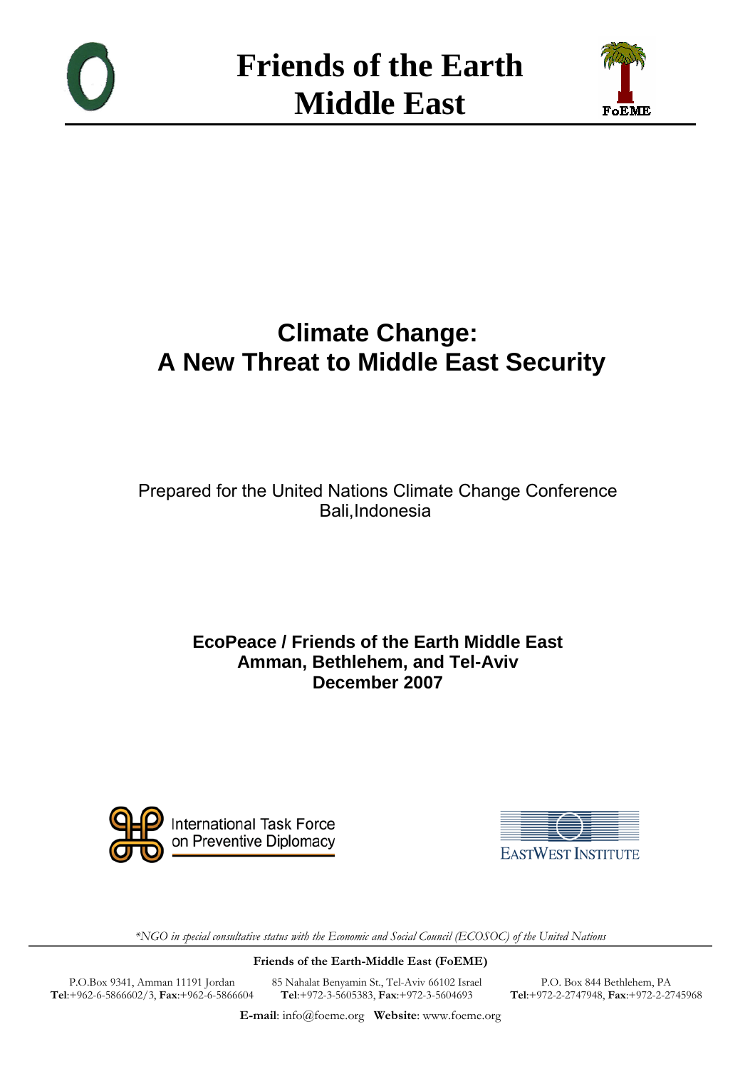# Friends of the Earth Middle East

# Climate Change: A New Threat to Middle East Security

Prepared for the United Nations Climate Change Conference
Bali,Indonesia

**EcoPeace / Friends of the Earth Middle East**
**Amman, Bethlehem, and Tel-Aviv**
**December 2007**

International Task Force on Preventive Diplomacy

EastWest Institute

*\*NGO in special consultative status with the Economic and Social Council (ECOSOC) of the United Nations*

**Friends of the Earth-Middle East (FoEME)**

P.O.Box 9341, Amman 11191 Jordan
**Tel**:+962-6-5866602/3, **Fax**:+962-6-5866604

85 Nahalat Benyamin St., Tel-Aviv 66102 Israel
**Tel**:+972-3-5605383, **Fax**:+972-3-5604693

P.O. Box 844 Bethlehem, PA
**Tel**:+972-2-2747948, **Fax**:+972-2-2745968

**E-mail**: info@foeme.org **Website**: www.foeme.org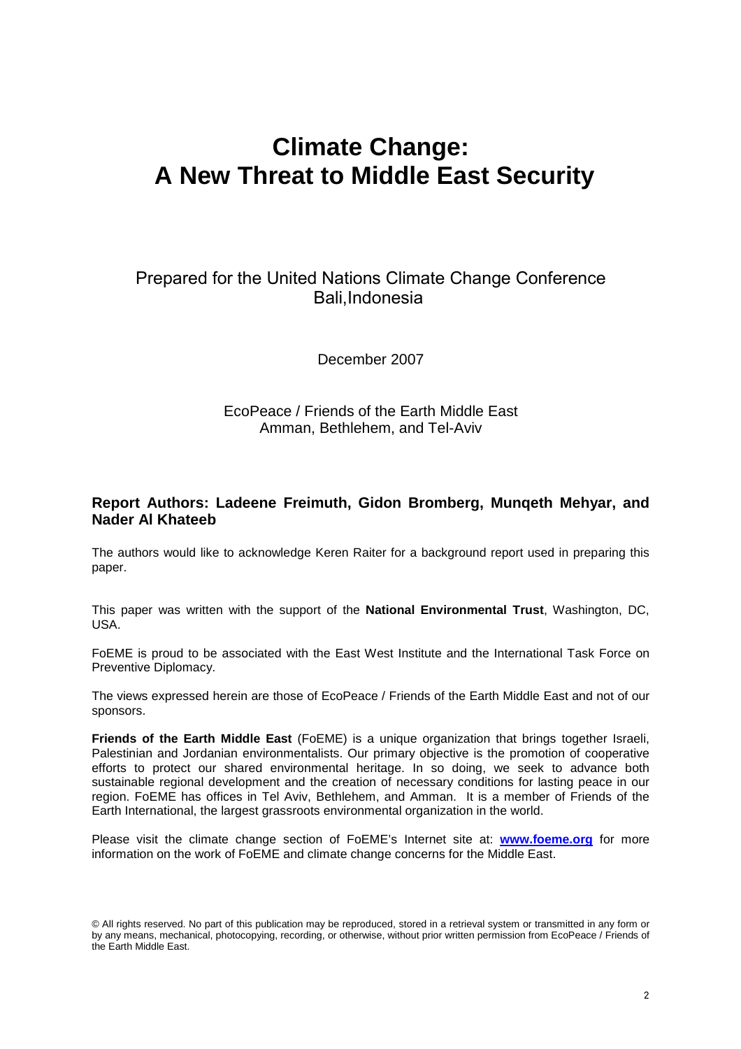# Climate Change: A New Threat to Middle East Security

Prepared for the United Nations Climate Change Conference
Bali,Indonesia

December 2007

EcoPeace / Friends of the Earth Middle East
Amman, Bethlehem, and Tel-Aviv

**Report Authors: Ladeene Freimuth, Gidon Bromberg, Munqeth Mehyar, and Nader Al Khateeb**

The authors would like to acknowledge Keren Raiter for a background report used in preparing this paper.

This paper was written with the support of the **National Environmental Trust**, Washington, DC, USA.

FoEME is proud to be associated with the East West Institute and the International Task Force on Preventive Diplomacy.

The views expressed herein are those of EcoPeace / Friends of the Earth Middle East and not of our sponsors.

**Friends of the Earth Middle East** (FoEME) is a unique organization that brings together Israeli, Palestinian and Jordanian environmentalists. Our primary objective is the promotion of cooperative efforts to protect our shared environmental heritage. In so doing, we seek to advance both sustainable regional development and the creation of necessary conditions for lasting peace in our region. FoEME has offices in Tel Aviv, Bethlehem, and Amman. It is a member of Friends of the Earth International, the largest grassroots environmental organization in the world.

Please visit the climate change section of FoEME's Internet site at: **www.foeme.org** for more information on the work of FoEME and climate change concerns for the Middle East.

© All rights reserved. No part of this publication may be reproduced, stored in a retrieval system or transmitted in any form or by any means, mechanical, photocopying, recording, or otherwise, without prior written permission from EcoPeace / Friends of the Earth Middle East.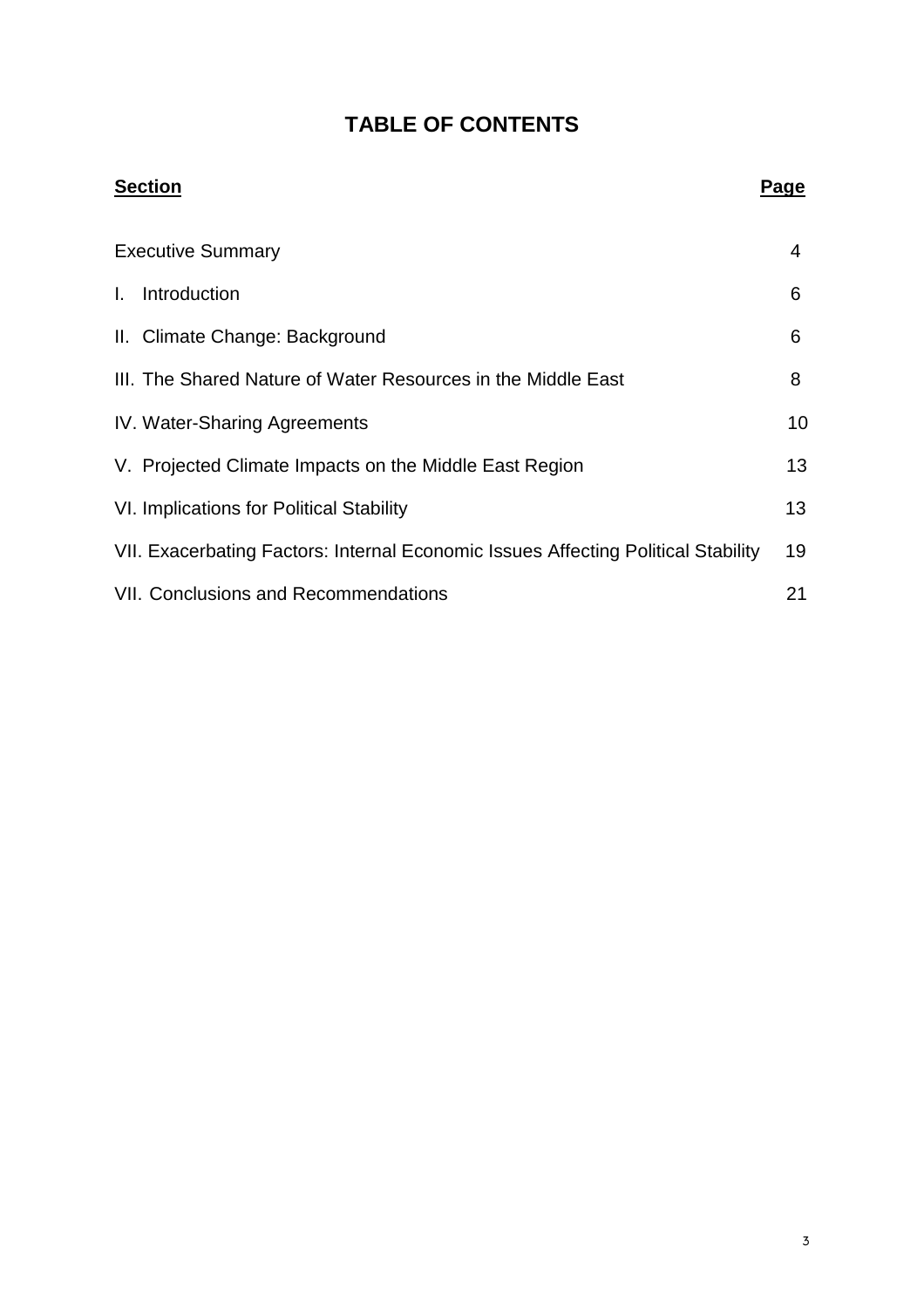# TABLE OF CONTENTS

| Section | Page |
|---|---|
| Executive Summary | 4 |
| I. Introduction | 6 |
| II. Climate Change: Background | 6 |
| III. The Shared Nature of Water Resources in the Middle East | 8 |
| IV. Water-Sharing Agreements | 10 |
| V. Projected Climate Impacts on the Middle East Region | 13 |
| VI. Implications for Political Stability | 13 |
| VII. Exacerbating Factors: Internal Economic Issues Affecting Political Stability | 19 |
| VII. Conclusions and Recommendations | 21 |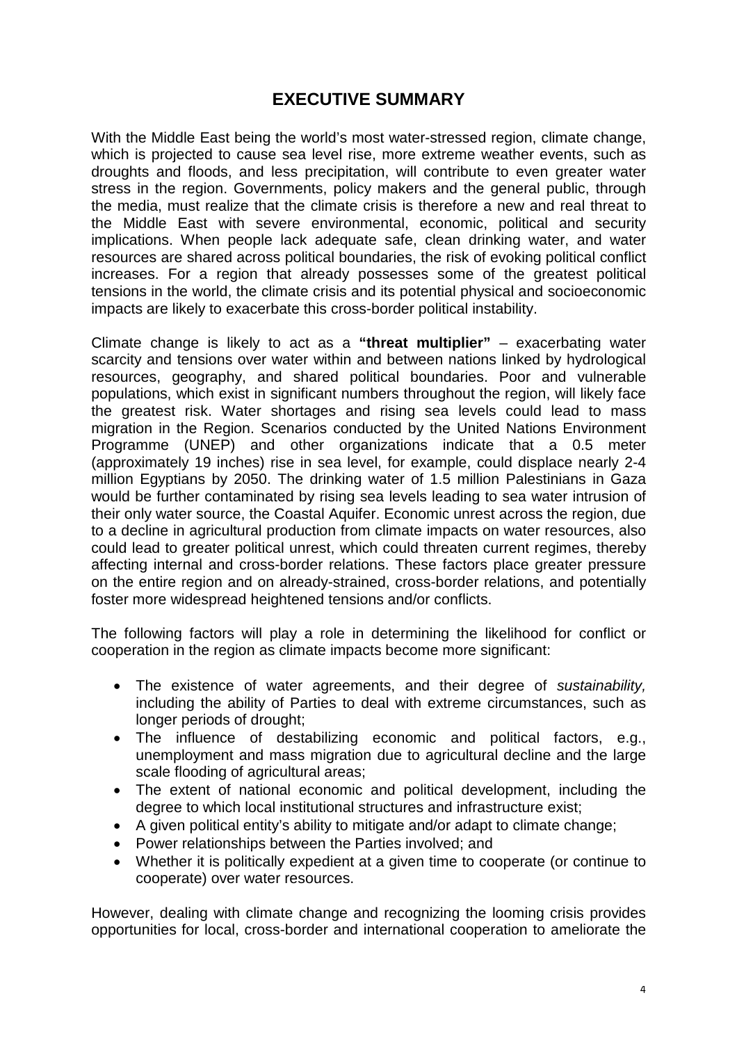# EXECUTIVE SUMMARY

With the Middle East being the world's most water-stressed region, climate change, which is projected to cause sea level rise, more extreme weather events, such as droughts and floods, and less precipitation, will contribute to even greater water stress in the region. Governments, policy makers and the general public, through the media, must realize that the climate crisis is therefore a new and real threat to the Middle East with severe environmental, economic, political and security implications. When people lack adequate safe, clean drinking water, and water resources are shared across political boundaries, the risk of evoking political conflict increases. For a region that already possesses some of the greatest political tensions in the world, the climate crisis and its potential physical and socioeconomic impacts are likely to exacerbate this cross-border political instability.

Climate change is likely to act as a **"threat multiplier"** – exacerbating water scarcity and tensions over water within and between nations linked by hydrological resources, geography, and shared political boundaries. Poor and vulnerable populations, which exist in significant numbers throughout the region, will likely face the greatest risk. Water shortages and rising sea levels could lead to mass migration in the Region. Scenarios conducted by the United Nations Environment Programme (UNEP) and other organizations indicate that a 0.5 meter (approximately 19 inches) rise in sea level, for example, could displace nearly 2-4 million Egyptians by 2050. The drinking water of 1.5 million Palestinians in Gaza would be further contaminated by rising sea levels leading to sea water intrusion of their only water source, the Coastal Aquifer. Economic unrest across the region, due to a decline in agricultural production from climate impacts on water resources, also could lead to greater political unrest, which could threaten current regimes, thereby affecting internal and cross-border relations. These factors place greater pressure on the entire region and on already-strained, cross-border relations, and potentially foster more widespread heightened tensions and/or conflicts.

The following factors will play a role in determining the likelihood for conflict or cooperation in the region as climate impacts become more significant:

- The existence of water agreements, and their degree of *sustainability,* including the ability of Parties to deal with extreme circumstances, such as longer periods of drought;
- The influence of destabilizing economic and political factors, e.g., unemployment and mass migration due to agricultural decline and the large scale flooding of agricultural areas;
- The extent of national economic and political development, including the degree to which local institutional structures and infrastructure exist;
- A given political entity's ability to mitigate and/or adapt to climate change;
- Power relationships between the Parties involved; and
- Whether it is politically expedient at a given time to cooperate (or continue to cooperate) over water resources.

However, dealing with climate change and recognizing the looming crisis provides opportunities for local, cross-border and international cooperation to ameliorate the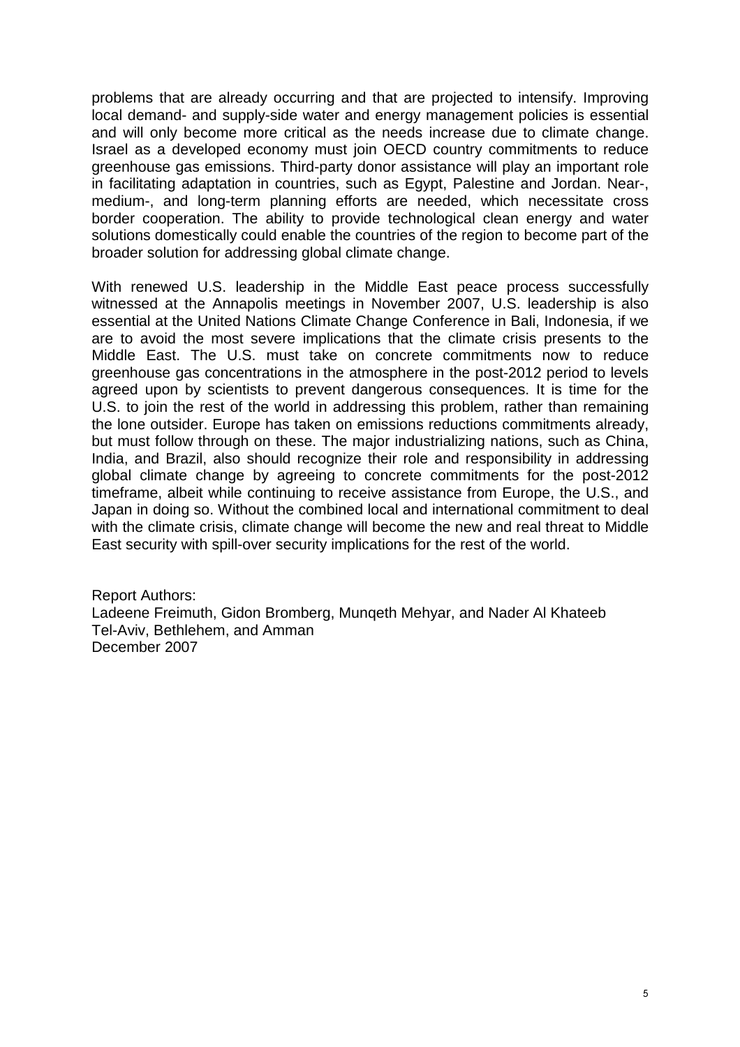problems that are already occurring and that are projected to intensify. Improving local demand- and supply-side water and energy management policies is essential and will only become more critical as the needs increase due to climate change. Israel as a developed economy must join OECD country commitments to reduce greenhouse gas emissions. Third-party donor assistance will play an important role in facilitating adaptation in countries, such as Egypt, Palestine and Jordan. Near-, medium-, and long-term planning efforts are needed, which necessitate cross border cooperation. The ability to provide technological clean energy and water solutions domestically could enable the countries of the region to become part of the broader solution for addressing global climate change.

With renewed U.S. leadership in the Middle East peace process successfully witnessed at the Annapolis meetings in November 2007, U.S. leadership is also essential at the United Nations Climate Change Conference in Bali, Indonesia, if we are to avoid the most severe implications that the climate crisis presents to the Middle East. The U.S. must take on concrete commitments now to reduce greenhouse gas concentrations in the atmosphere in the post-2012 period to levels agreed upon by scientists to prevent dangerous consequences. It is time for the U.S. to join the rest of the world in addressing this problem, rather than remaining the lone outsider. Europe has taken on emissions reductions commitments already, but must follow through on these. The major industrializing nations, such as China, India, and Brazil, also should recognize their role and responsibility in addressing global climate change by agreeing to concrete commitments for the post-2012 timeframe, albeit while continuing to receive assistance from Europe, the U.S., and Japan in doing so. Without the combined local and international commitment to deal with the climate crisis, climate change will become the new and real threat to Middle East security with spill-over security implications for the rest of the world.

Report Authors:
Ladeene Freimuth, Gidon Bromberg, Munqeth Mehyar, and Nader Al Khateeb
Tel-Aviv, Bethlehem, and Amman
December 2007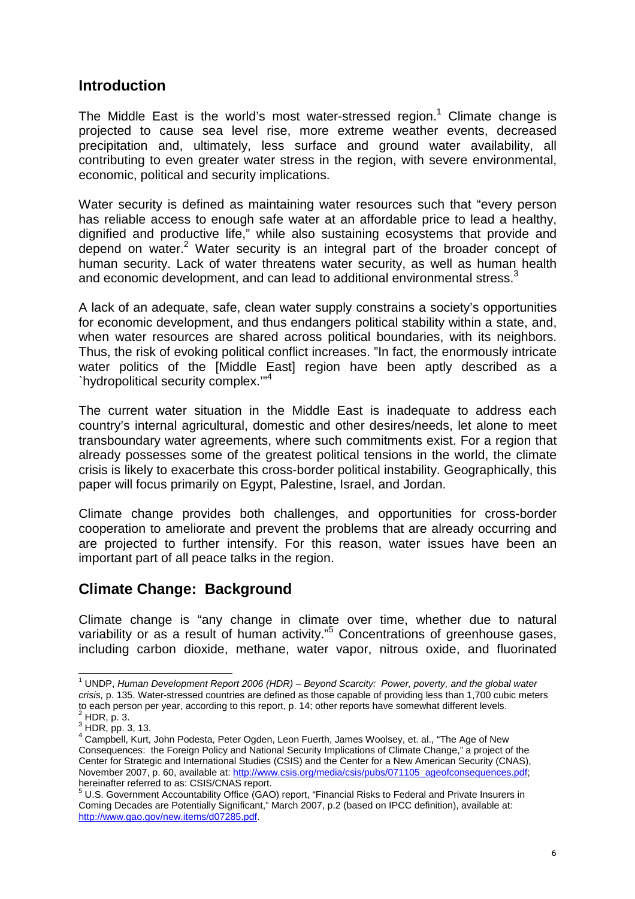## Introduction

The Middle East is the world's most water-stressed region.[1] Climate change is projected to cause sea level rise, more extreme weather events, decreased precipitation and, ultimately, less surface and ground water availability, all contributing to even greater water stress in the region, with severe environmental, economic, political and security implications.

Water security is defined as maintaining water resources such that "every person has reliable access to enough safe water at an affordable price to lead a healthy, dignified and productive life," while also sustaining ecosystems that provide and depend on water.[2] Water security is an integral part of the broader concept of human security. Lack of water threatens water security, as well as human health and economic development, and can lead to additional environmental stress.[3]

A lack of an adequate, safe, clean water supply constrains a society's opportunities for economic development, and thus endangers political stability within a state, and, when water resources are shared across political boundaries, with its neighbors. Thus, the risk of evoking political conflict increases. "In fact, the enormously intricate water politics of the [Middle East] region have been aptly described as a `hydropolitical security complex.'"[4]

The current water situation in the Middle East is inadequate to address each country's internal agricultural, domestic and other desires/needs, let alone to meet transboundary water agreements, where such commitments exist. For a region that already possesses some of the greatest political tensions in the world, the climate crisis is likely to exacerbate this cross-border political instability. Geographically, this paper will focus primarily on Egypt, Palestine, Israel, and Jordan.

Climate change provides both challenges, and opportunities for cross-border cooperation to ameliorate and prevent the problems that are already occurring and are projected to further intensify. For this reason, water issues have been an important part of all peace talks in the region.

## Climate Change: Background

Climate change is "any change in climate over time, whether due to natural variability or as a result of human activity."[5] Concentrations of greenhouse gases, including carbon dioxide, methane, water vapor, nitrous oxide, and fluorinated

---

[1] UNDP, *Human Development Report 2006 (HDR) – Beyond Scarcity: Power, poverty, and the global water crisis,* p. 135. Water-stressed countries are defined as those capable of providing less than 1,700 cubic meters to each person per year, according to this report, p. 14; other reports have somewhat different levels.

[2] HDR, p. 3.

[3] HDR, pp. 3, 13.

[4] Campbell, Kurt, John Podesta, Peter Ogden, Leon Fuerth, James Woolsey, et. al., "The Age of New Consequences: the Foreign Policy and National Security Implications of Climate Change," a project of the Center for Strategic and International Studies (CSIS) and the Center for a New American Security (CNAS), November 2007, p. 60, available at: http://www.csis.org/media/csis/pubs/071105_ageofconsequences.pdf; hereinafter referred to as: CSIS/CNAS report.

[5] U.S. Government Accountability Office (GAO) report, "Financial Risks to Federal and Private Insurers in Coming Decades are Potentially Significant," March 2007, p.2 (based on IPCC definition), available at: http://www.gao.gov/new.items/d07285.pdf.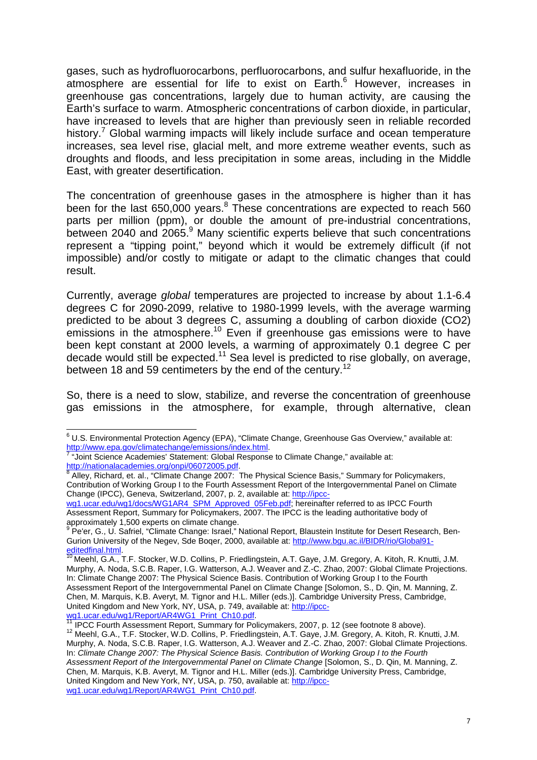gases, such as hydrofluorocarbons, perfluorocarbons, and sulfur hexafluoride, in the atmosphere are essential for life to exist on Earth.[6] However, increases in greenhouse gas concentrations, largely due to human activity, are causing the Earth's surface to warm. Atmospheric concentrations of carbon dioxide, in particular, have increased to levels that are higher than previously seen in reliable recorded history.[7] Global warming impacts will likely include surface and ocean temperature increases, sea level rise, glacial melt, and more extreme weather events, such as droughts and floods, and less precipitation in some areas, including in the Middle East, with greater desertification.

The concentration of greenhouse gases in the atmosphere is higher than it has been for the last 650,000 years.[8] These concentrations are expected to reach 560 parts per million (ppm), or double the amount of pre-industrial concentrations, between 2040 and 2065.[9] Many scientific experts believe that such concentrations represent a "tipping point," beyond which it would be extremely difficult (if not impossible) and/or costly to mitigate or adapt to the climatic changes that could result.

Currently, average *global* temperatures are projected to increase by about 1.1-6.4 degrees C for 2090-2099, relative to 1980-1999 levels, with the average warming predicted to be about 3 degrees C, assuming a doubling of carbon dioxide ($CO_2$) emissions in the atmosphere.[10] Even if greenhouse gas emissions were to have been kept constant at 2000 levels, a warming of approximately 0.1 degree C per decade would still be expected.[11] Sea level is predicted to rise globally, on average, between 18 and 59 centimeters by the end of the century.[12]

So, there is a need to slow, stabilize, and reverse the concentration of greenhouse gas emissions in the atmosphere, for example, through alternative, clean

---

[6] U.S. Environmental Protection Agency (EPA), "Climate Change, Greenhouse Gas Overview," available at: http://www.epa.gov/climatechange/emissions/index.html.

[7] "Joint Science Academies' Statement: Global Response to Climate Change," available at: http://nationalacademies.org/onpi/06072005.pdf.

[8] Alley, Richard, et. al., "Climate Change 2007: The Physical Science Basis," Summary for Policymakers, Contribution of Working Group I to the Fourth Assessment Report of the Intergovernmental Panel on Climate Change (IPCC), Geneva, Switzerland, 2007, p. 2, available at: http://ipcc-wg1.ucar.edu/wg1/docs/WG1AR4_SPM_Approved_05Feb.pdf; hereinafter referred to as IPCC Fourth Assessment Report, Summary for Policymakers, 2007. The IPCC is the leading authoritative body of approximately 1,500 experts on climate change.

[9] Pe'er, G., U. Safriel, "Climate Change: Israel," National Report, Blaustein Institute for Desert Research, Ben-Gurion University of the Negev, Sde Boqer, 2000, available at: http://www.bgu.ac.il/BIDR/rio/Global91-editedfinal.html.

[10] Meehl, G.A., T.F. Stocker, W.D. Collins, P. Friedlingstein, A.T. Gaye, J.M. Gregory, A. Kitoh, R. Knutti, J.M. Murphy, A. Noda, S.C.B. Raper, I.G. Watterson, A.J. Weaver and Z.-C. Zhao, 2007: Global Climate Projections. In: Climate Change 2007: The Physical Science Basis. Contribution of Working Group I to the Fourth Assessment Report of the Intergovernmental Panel on Climate Change [Solomon, S., D. Qin, M. Manning, Z. Chen, M. Marquis, K.B. Averyt, M. Tignor and H.L. Miller (eds.)]. Cambridge University Press, Cambridge, United Kingdom and New York, NY, USA, p. 749, available at: http://ipcc-wg1.ucar.edu/wg1/Report/AR4WG1_Print_Ch10.pdf.

[11] IPCC Fourth Assessment Report, Summary for Policymakers, 2007, p. 12 (see footnote 8 above).

[12] Meehl, G.A., T.F. Stocker, W.D. Collins, P. Friedlingstein, A.T. Gaye, J.M. Gregory, A. Kitoh, R. Knutti, J.M. Murphy, A. Noda, S.C.B. Raper, I.G. Watterson, A.J. Weaver and Z.-C. Zhao, 2007: Global Climate Projections. In: *Climate Change 2007: The Physical Science Basis. Contribution of Working Group I to the Fourth Assessment Report of the Intergovernmental Panel on Climate Change* [Solomon, S., D. Qin, M. Manning, Z. Chen, M. Marquis, K.B. Averyt, M. Tignor and H.L. Miller (eds.)]. Cambridge University Press, Cambridge, United Kingdom and New York, NY, USA, p. 750, available at: http://ipcc-wg1.ucar.edu/wg1/Report/AR4WG1_Print_Ch10.pdf.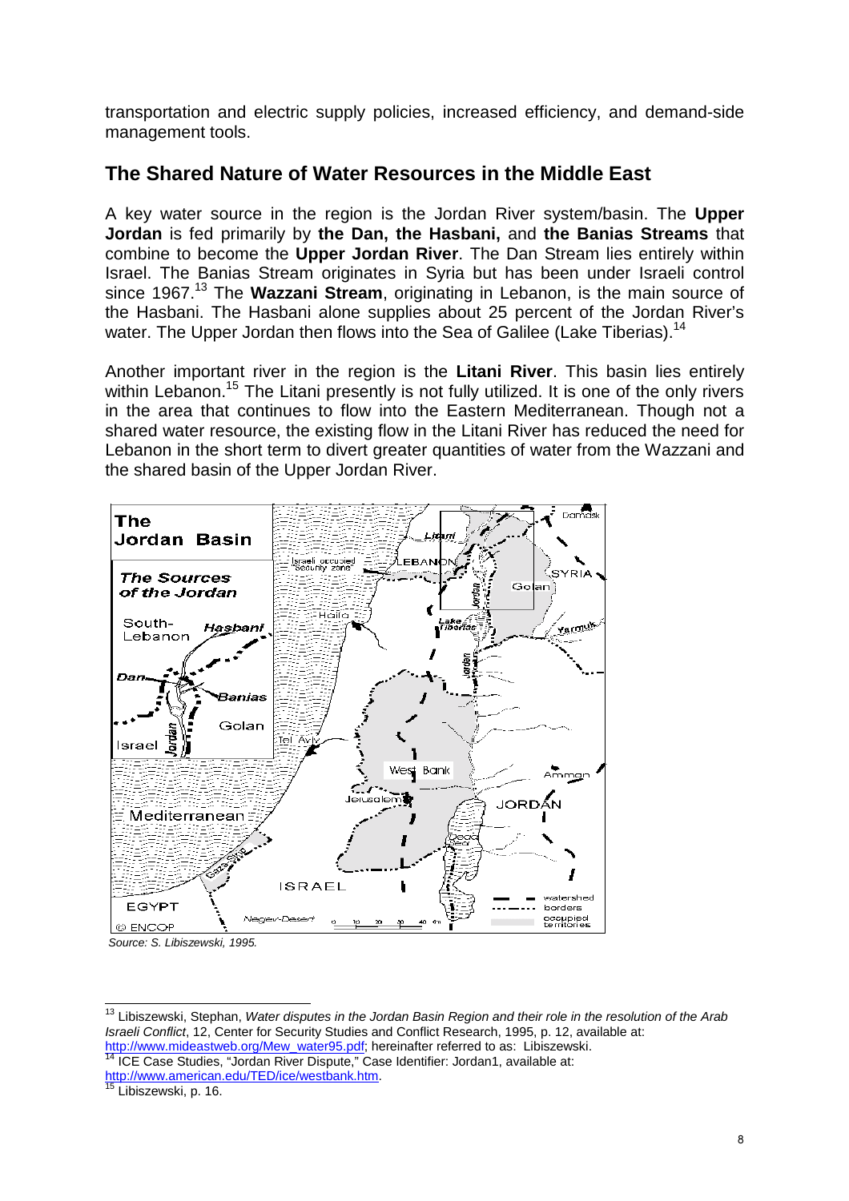transportation and electric supply policies, increased efficiency, and demand-side management tools.

## The Shared Nature of Water Resources in the Middle East

A key water source in the region is the Jordan River system/basin. The **Upper Jordan** is fed primarily by **the Dan, the Hasbani,** and **the Banias Streams** that combine to become the **Upper Jordan River**. The Dan Stream lies entirely within Israel. The Banias Stream originates in Syria but has been under Israeli control since 1967.[13] The **Wazzani Stream**, originating in Lebanon, is the main source of the Hasbani. The Hasbani alone supplies about 25 percent of the Jordan River's water. The Upper Jordan then flows into the Sea of Galilee (Lake Tiberias).[14]

Another important river in the region is the **Litani River**. This basin lies entirely within Lebanon.[15] The Litani presently is not fully utilized. It is one of the only rivers in the area that continues to flow into the Eastern Mediterranean. Though not a shared water resource, the existing flow in the Litani River has reduced the need for Lebanon in the short term to divert greater quantities of water from the Wazzani and the shared basin of the Upper Jordan River.

*Source: S. Libiszewski, 1995.*

---

[13] Libiszewski, Stephan, *Water disputes in the Jordan Basin Region and their role in the resolution of the Arab Israeli Conflict*, 12, Center for Security Studies and Conflict Research, 1995, p. 12, available at: http://www.mideastweb.org/Mew_water95.pdf; hereinafter referred to as: Libiszewski.

[14] ICE Case Studies, "Jordan River Dispute," Case Identifier: Jordan1, available at: http://www.american.edu/TED/ice/westbank.htm.

[15] Libiszewski, p. 16.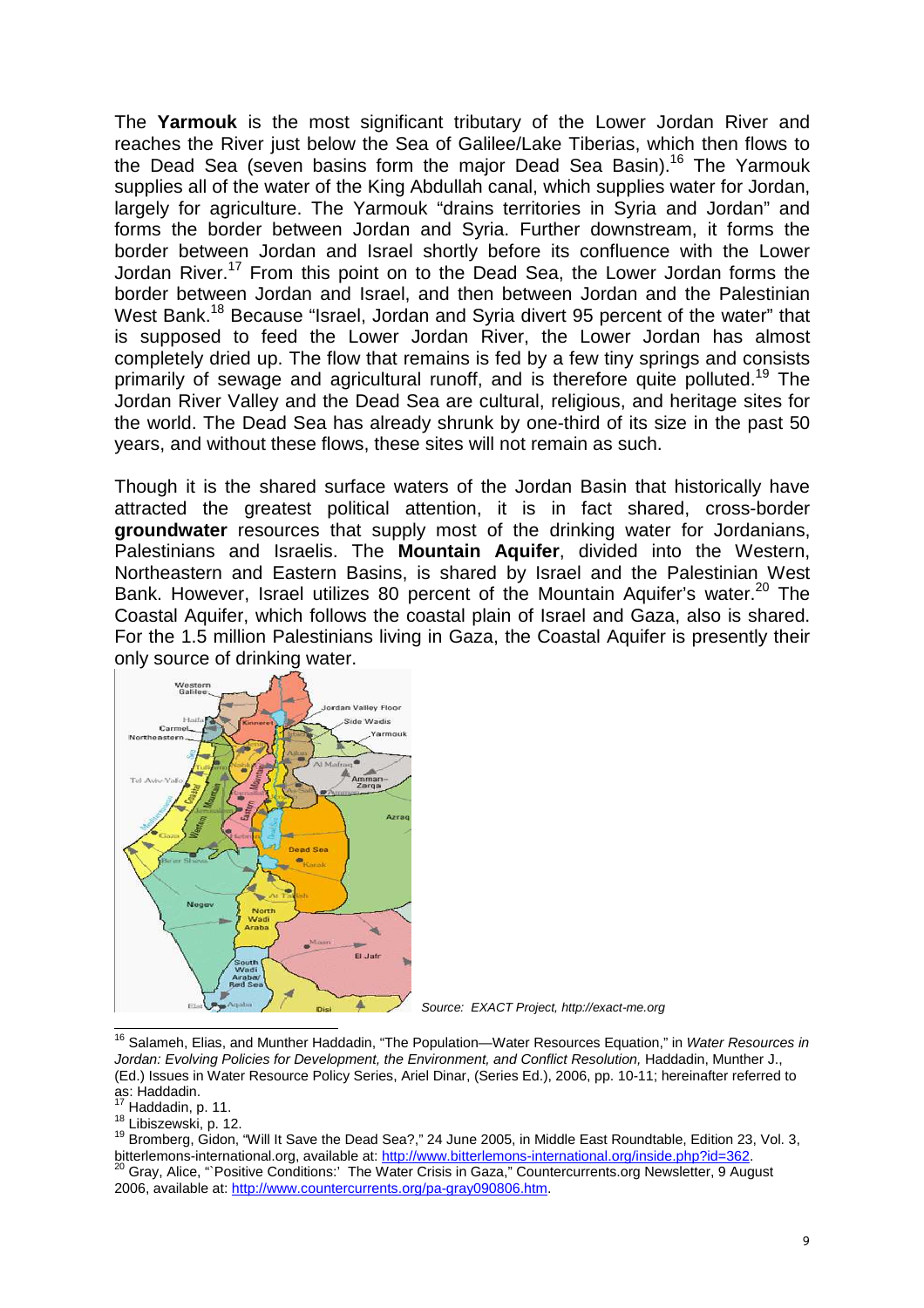The **Yarmouk** is the most significant tributary of the Lower Jordan River and reaches the River just below the Sea of Galilee/Lake Tiberias, which then flows to the Dead Sea (seven basins form the major Dead Sea Basin).[16] The Yarmouk supplies all of the water of the King Abdullah canal, which supplies water for Jordan, largely for agriculture. The Yarmouk "drains territories in Syria and Jordan" and forms the border between Jordan and Syria. Further downstream, it forms the border between Jordan and Israel shortly before its confluence with the Lower Jordan River.[17] From this point on to the Dead Sea, the Lower Jordan forms the border between Jordan and Israel, and then between Jordan and the Palestinian West Bank.[18] Because "Israel, Jordan and Syria divert 95 percent of the water" that is supposed to feed the Lower Jordan River, the Lower Jordan has almost completely dried up. The flow that remains is fed by a few tiny springs and consists primarily of sewage and agricultural runoff, and is therefore quite polluted.[19] The Jordan River Valley and the Dead Sea are cultural, religious, and heritage sites for the world. The Dead Sea has already shrunk by one-third of its size in the past 50 years, and without these flows, these sites will not remain as such.

Though it is the shared surface waters of the Jordan Basin that historically have attracted the greatest political attention, it is in fact shared, cross-border **groundwater** resources that supply most of the drinking water for Jordanians, Palestinians and Israelis. The **Mountain Aquifer**, divided into the Western, Northeastern and Eastern Basins, is shared by Israel and the Palestinian West Bank. However, Israel utilizes 80 percent of the Mountain Aquifer's water.[20] The Coastal Aquifer, which follows the coastal plain of Israel and Gaza, also is shared. For the 1.5 million Palestinians living in Gaza, the Coastal Aquifer is presently their only source of drinking water.

*Source: EXACT Project, http://exact-me.org*

---

[16] Salameh, Elias, and Munther Haddadin, "The Population—Water Resources Equation," in *Water Resources in Jordan: Evolving Policies for Development, the Environment, and Conflict Resolution,* Haddadin, Munther J., (Ed.) Issues in Water Resource Policy Series, Ariel Dinar, (Series Ed.), 2006, pp. 10-11; hereinafter referred to as: Haddadin.

[17] Haddadin, p. 11.

[18] Libiszewski, p. 12.

[19] Bromberg, Gidon, "Will It Save the Dead Sea?," 24 June 2005, in Middle East Roundtable, Edition 23, Vol. 3, bitterlemons-international.org, available at: http://www.bitterlemons-international.org/inside.php?id=362.

[20] Gray, Alice, "`Positive Conditions:' The Water Crisis in Gaza," Countercurrents.org Newsletter, 9 August 2006, available at: http://www.countercurrents.org/pa-gray090806.htm.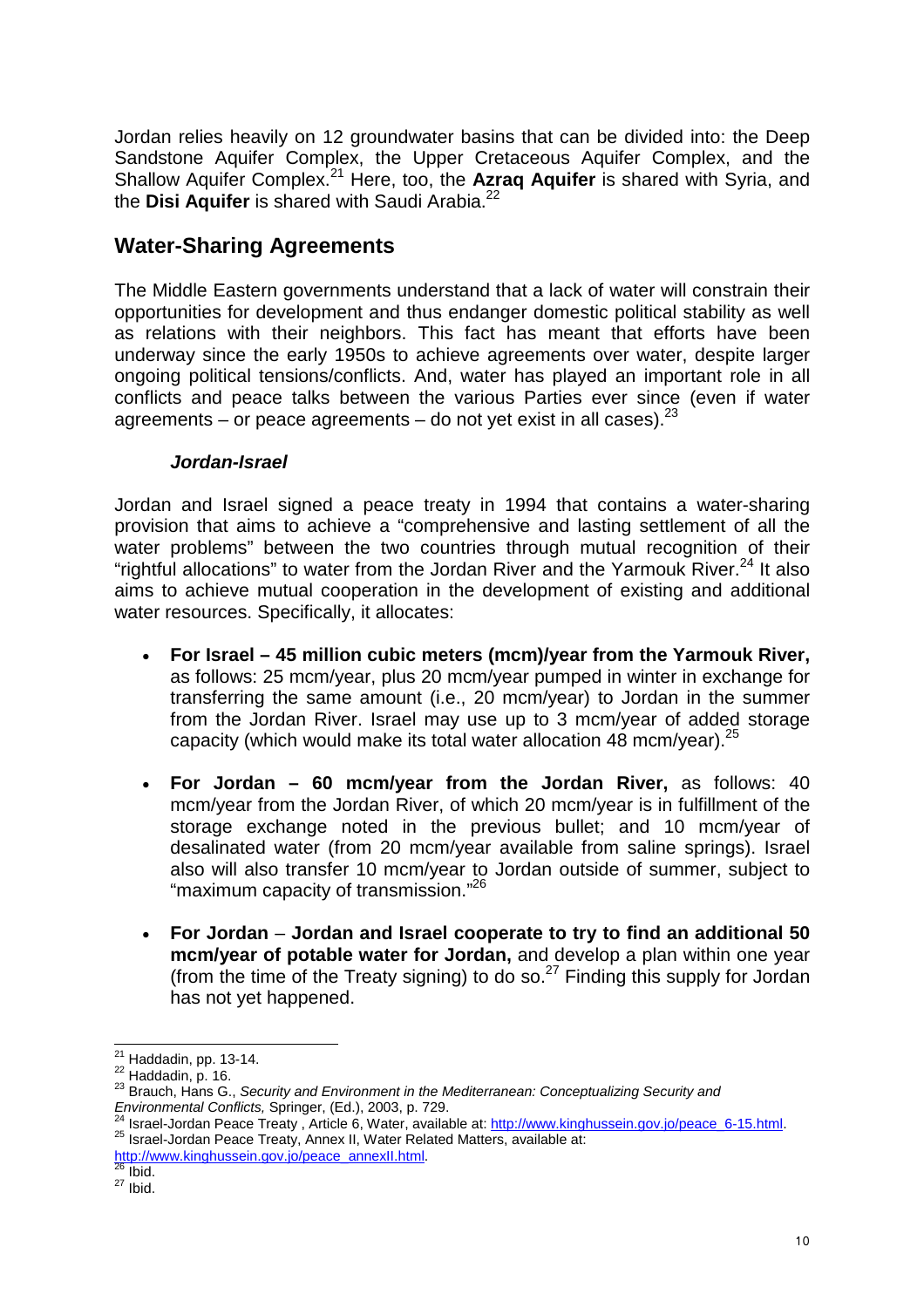Jordan relies heavily on 12 groundwater basins that can be divided into: the Deep Sandstone Aquifer Complex, the Upper Cretaceous Aquifer Complex, and the Shallow Aquifer Complex.[21] Here, too, the **Azraq Aquifer** is shared with Syria, and the **Disi Aquifer** is shared with Saudi Arabia.[22]

## Water-Sharing Agreements

The Middle Eastern governments understand that a lack of water will constrain their opportunities for development and thus endanger domestic political stability as well as relations with their neighbors. This fact has meant that efforts have been underway since the early 1950s to achieve agreements over water, despite larger ongoing political tensions/conflicts. And, water has played an important role in all conflicts and peace talks between the various Parties ever since (even if water agreements – or peace agreements – do not yet exist in all cases).[23]

### *Jordan-Israel*

Jordan and Israel signed a peace treaty in 1994 that contains a water-sharing provision that aims to achieve a "comprehensive and lasting settlement of all the water problems" between the two countries through mutual recognition of their "rightful allocations" to water from the Jordan River and the Yarmouk River.[24] It also aims to achieve mutual cooperation in the development of existing and additional water resources. Specifically, it allocates:

- **For Israel – 45 million cubic meters (mcm)/year from the Yarmouk River,** as follows: 25 mcm/year, plus 20 mcm/year pumped in winter in exchange for transferring the same amount (i.e., 20 mcm/year) to Jordan in the summer from the Jordan River. Israel may use up to 3 mcm/year of added storage capacity (which would make its total water allocation 48 mcm/year).[25]

- **For Jordan – 60 mcm/year from the Jordan River,** as follows: 40 mcm/year from the Jordan River, of which 20 mcm/year is in fulfillment of the storage exchange noted in the previous bullet; and 10 mcm/year of desalinated water (from 20 mcm/year available from saline springs). Israel also will also transfer 10 mcm/year to Jordan outside of summer, subject to "maximum capacity of transmission."[26]

- **For Jordan** – **Jordan and Israel cooperate to try to find an additional 50 mcm/year of potable water for Jordan,** and develop a plan within one year (from the time of the Treaty signing) to do so.[27] Finding this supply for Jordan has not yet happened.

---

[21] Haddadin, pp. 13-14.

[22] Haddadin, p. 16.

[23] Brauch, Hans G., *Security and Environment in the Mediterranean: Conceptualizing Security and Environmental Conflicts,* Springer, (Ed.), 2003, p. 729.

[24] Israel-Jordan Peace Treaty , Article 6, Water, available at: http://www.kinghussein.gov.jo/peace_6-15.html.

[25] Israel-Jordan Peace Treaty, Annex II, Water Related Matters, available at: http://www.kinghussein.gov.jo/peace_annexII.html.

[26] Ibid.

[27] Ibid.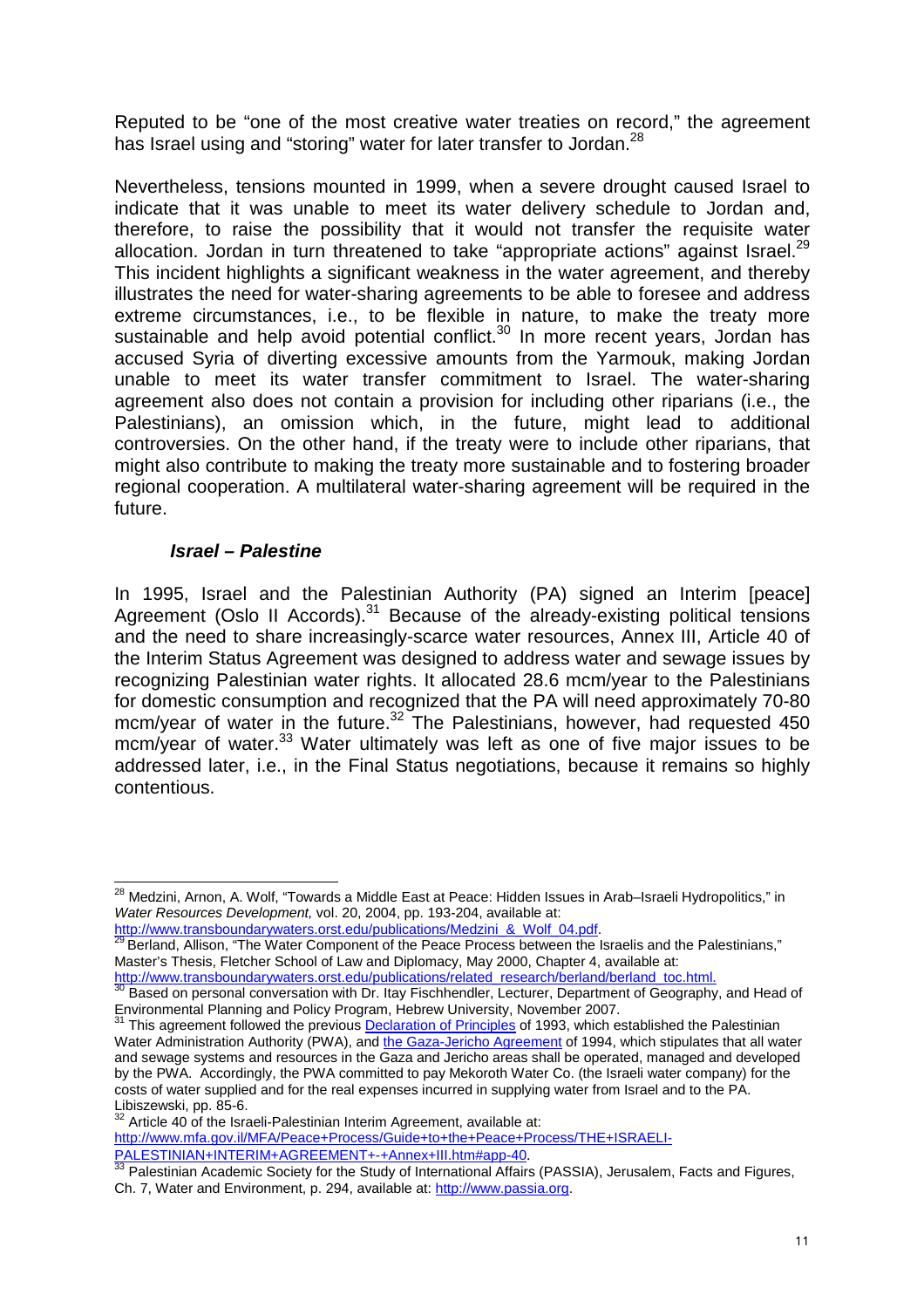Reputed to be "one of the most creative water treaties on record," the agreement has Israel using and "storing" water for later transfer to Jordan.[28]

Nevertheless, tensions mounted in 1999, when a severe drought caused Israel to indicate that it was unable to meet its water delivery schedule to Jordan and, therefore, to raise the possibility that it would not transfer the requisite water allocation. Jordan in turn threatened to take "appropriate actions" against Israel.[29] This incident highlights a significant weakness in the water agreement, and thereby illustrates the need for water-sharing agreements to be able to foresee and address extreme circumstances, i.e., to be flexible in nature, to make the treaty more sustainable and help avoid potential conflict.[30] In more recent years, Jordan has accused Syria of diverting excessive amounts from the Yarmouk, making Jordan unable to meet its water transfer commitment to Israel. The water-sharing agreement also does not contain a provision for including other riparians (i.e., the Palestinians), an omission which, in the future, might lead to additional controversies. On the other hand, if the treaty were to include other riparians, that might also contribute to making the treaty more sustainable and to fostering broader regional cooperation. A multilateral water-sharing agreement will be required in the future.

### *Israel – Palestine*

In 1995, Israel and the Palestinian Authority (PA) signed an Interim [peace] Agreement (Oslo II Accords).[31] Because of the already-existing political tensions and the need to share increasingly-scarce water resources, Annex III, Article 40 of the Interim Status Agreement was designed to address water and sewage issues by recognizing Palestinian water rights. It allocated 28.6 mcm/year to the Palestinians for domestic consumption and recognized that the PA will need approximately 70-80 mcm/year of water in the future.[32] The Palestinians, however, had requested 450 mcm/year of water.[33] Water ultimately was left as one of five major issues to be addressed later, i.e., in the Final Status negotiations, because it remains so highly contentious.

---

[28] Medzini, Arnon, A. Wolf, "Towards a Middle East at Peace: Hidden Issues in Arab–Israeli Hydropolitics," in *Water Resources Development,* vol. 20, 2004, pp. 193-204, available at: http://www.transboundarywaters.orst.edu/publications/Medzini_&_Wolf_04.pdf.

[29] Berland, Allison, "The Water Component of the Peace Process between the Israelis and the Palestinians," Master's Thesis, Fletcher School of Law and Diplomacy, May 2000, Chapter 4, available at: http://www.transboundarywaters.orst.edu/publications/related_research/berland/berland_toc.html.

[30] Based on personal conversation with Dr. Itay Fischhendler, Lecturer, Department of Geography, and Head of Environmental Planning and Policy Program, Hebrew University, November 2007.

[31] This agreement followed the previous Declaration of Principles of 1993, which established the Palestinian Water Administration Authority (PWA), and the Gaza-Jericho Agreement of 1994, which stipulates that all water and sewage systems and resources in the Gaza and Jericho areas shall be operated, managed and developed by the PWA. Accordingly, the PWA committed to pay Mekoroth Water Co. (the Israeli water company) for the costs of water supplied and for the real expenses incurred in supplying water from Israel and to the PA. Libiszewski, pp. 85-6.

[32] Article 40 of the Israeli-Palestinian Interim Agreement, available at: http://www.mfa.gov.il/MFA/Peace+Process/Guide+to+the+Peace+Process/THE+ISRAELI-PALESTINIAN+INTERIM+AGREEMENT+-+Annex+III.htm#app-40.

[33] Palestinian Academic Society for the Study of International Affairs (PASSIA), Jerusalem, Facts and Figures, Ch. 7, Water and Environment, p. 294, available at: http://www.passia.org.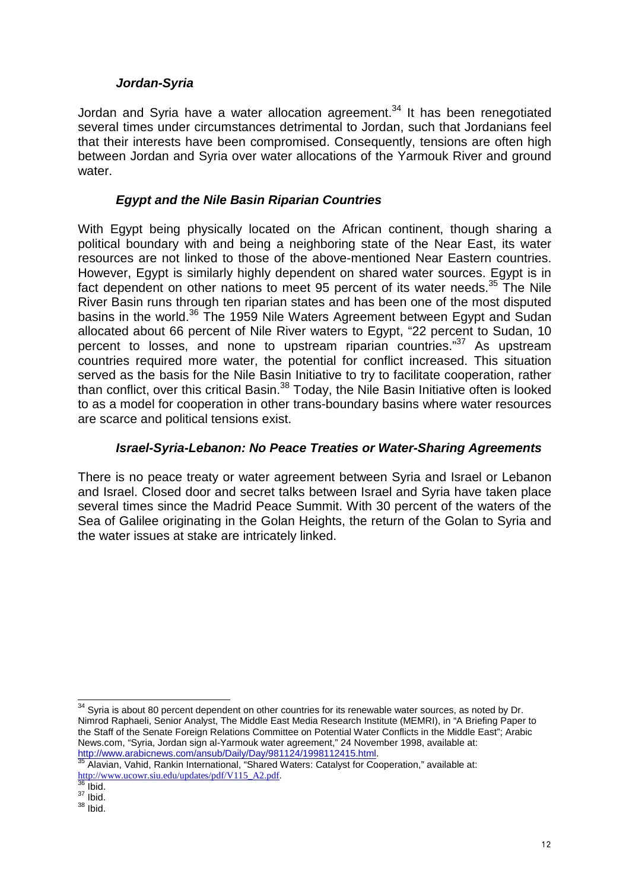#### *Jordan-Syria*

Jordan and Syria have a water allocation agreement.[34] It has been renegotiated several times under circumstances detrimental to Jordan, such that Jordanians feel that their interests have been compromised. Consequently, tensions are often high between Jordan and Syria over water allocations of the Yarmouk River and ground water.

#### *Egypt and the Nile Basin Riparian Countries*

With Egypt being physically located on the African continent, though sharing a political boundary with and being a neighboring state of the Near East, its water resources are not linked to those of the above-mentioned Near Eastern countries. However, Egypt is similarly highly dependent on shared water sources. Egypt is in fact dependent on other nations to meet 95 percent of its water needs.[35] The Nile River Basin runs through ten riparian states and has been one of the most disputed basins in the world.[36] The 1959 Nile Waters Agreement between Egypt and Sudan allocated about 66 percent of Nile River waters to Egypt, "22 percent to Sudan, 10 percent to losses, and none to upstream riparian countries."[37] As upstream countries required more water, the potential for conflict increased. This situation served as the basis for the Nile Basin Initiative to try to facilitate cooperation, rather than conflict, over this critical Basin.[38] Today, the Nile Basin Initiative often is looked to as a model for cooperation in other trans-boundary basins where water resources are scarce and political tensions exist.

#### *Israel-Syria-Lebanon: No Peace Treaties or Water-Sharing Agreements*

There is no peace treaty or water agreement between Syria and Israel or Lebanon and Israel. Closed door and secret talks between Israel and Syria have taken place several times since the Madrid Peace Summit. With 30 percent of the waters of the Sea of Galilee originating in the Golan Heights, the return of the Golan to Syria and the water issues at stake are intricately linked.

---

[34] Syria is about 80 percent dependent on other countries for its renewable water sources, as noted by Dr. Nimrod Raphaeli, Senior Analyst, The Middle East Media Research Institute (MEMRI), in "A Briefing Paper to the Staff of the Senate Foreign Relations Committee on Potential Water Conflicts in the Middle East"; Arabic News.com, "Syria, Jordan sign al-Yarmouk water agreement," 24 November 1998, available at: http://www.arabicnews.com/ansub/Daily/Day/981124/1998112415.html.

[35] Alavian, Vahid, Rankin International, "Shared Waters: Catalyst for Cooperation," available at: http://www.ucowr.siu.edu/updates/pdf/V115_A2.pdf.

[36] Ibid.

[37] Ibid.

[38] Ibid.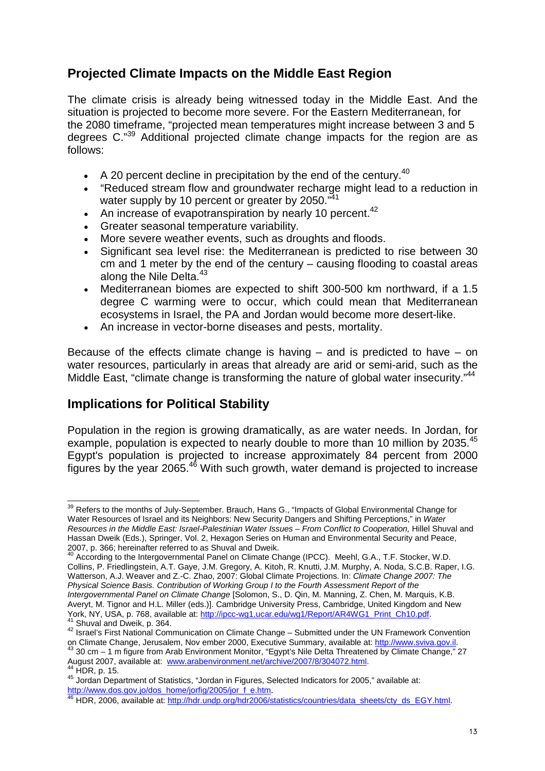## Projected Climate Impacts on the Middle East Region

The climate crisis is already being witnessed today in the Middle East. And the situation is projected to become more severe. For the Eastern Mediterranean, for the 2080 timeframe, "projected mean temperatures might increase between 3 and 5 degrees C."[39] Additional projected climate change impacts for the region are as follows:

- A 20 percent decline in precipitation by the end of the century.[40]
- "Reduced stream flow and groundwater recharge might lead to a reduction in water supply by 10 percent or greater by 2050."[41]
- An increase of evapotranspiration by nearly 10 percent.[42]
- Greater seasonal temperature variability.
- More severe weather events, such as droughts and floods.
- Significant sea level rise: the Mediterranean is predicted to rise between 30 cm and 1 meter by the end of the century – causing flooding to coastal areas along the Nile Delta.[43]
- Mediterranean biomes are expected to shift 300-500 km northward, if a 1.5 degree C warming were to occur, which could mean that Mediterranean ecosystems in Israel, the PA and Jordan would become more desert-like.
- An increase in vector-borne diseases and pests, mortality.

Because of the effects climate change is having – and is predicted to have – on water resources, particularly in areas that already are arid or semi-arid, such as the Middle East, "climate change is transforming the nature of global water insecurity."[44]

## Implications for Political Stability

Population in the region is growing dramatically, as are water needs. In Jordan, for example, population is expected to nearly double to more than 10 million by 2035.[45] Egypt's population is projected to increase approximately 84 percent from 2000 figures by the year 2065.[46] With such growth, water demand is projected to increase

---

[39] Refers to the months of July-September. Brauch, Hans G., "Impacts of Global Environmental Change for Water Resources of Israel and its Neighbors: New Security Dangers and Shifting Perceptions," in *Water Resources in the Middle East: Israel-Palestinian Water Issues – From Conflict to Cooperation,* Hillel Shuval and Hassan Dweik (Eds.), Springer, Vol. 2, Hexagon Series on Human and Environmental Security and Peace, 2007, p. 366; hereinafter referred to as Shuval and Dweik.

[40] According to the Intergovernmental Panel on Climate Change (IPCC). Meehl, G.A., T.F. Stocker, W.D. Collins, P. Friedlingstein, A.T. Gaye, J.M. Gregory, A. Kitoh, R. Knutti, J.M. Murphy, A. Noda, S.C.B. Raper, I.G. Watterson, A.J. Weaver and Z.-C. Zhao, 2007: Global Climate Projections. In: *Climate Change 2007: The Physical Science Basis. Contribution of Working Group I to the Fourth Assessment Report of the Intergovernmental Panel on Climate Change* [Solomon, S., D. Qin, M. Manning, Z. Chen, M. Marquis, K.B. Averyt, M. Tignor and H.L. Miller (eds.)]. Cambridge University Press, Cambridge, United Kingdom and New York, NY, USA, p. 768, available at: http://ipcc-wg1.ucar.edu/wg1/Report/AR4WG1_Print_Ch10.pdf.

[41] Shuval and Dweik, p. 364.

[42] Israel's First National Communication on Climate Change – Submitted under the UN Framework Convention on Climate Change, Jerusalem, Nov ember 2000, Executive Summary, available at: http://www.sviva.gov.il.

[43] 30 cm – 1 m figure from Arab Environment Monitor, "Egypt's Nile Delta Threatened by Climate Change," 27 August 2007, available at: www.arabenvironment.net/archive/2007/8/304072.html.

[44] HDR, p. 15.

[45] Jordan Department of Statistics, "Jordan in Figures, Selected Indicators for 2005," available at: http://www.dos.gov.jo/dos_home/jorfig/2005/jor_f_e.htm.

[46] HDR, 2006, available at: http://hdr.undp.org/hdr2006/statistics/countries/data_sheets/cty_ds_EGY.html.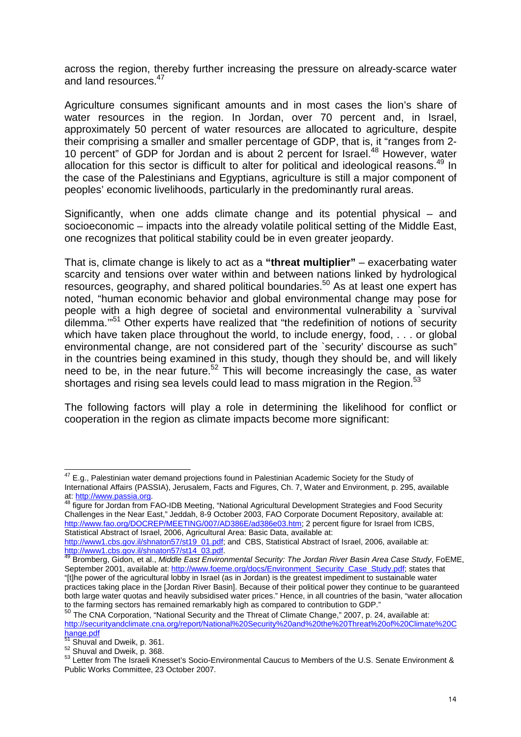across the region, thereby further increasing the pressure on already-scarce water and land resources.[47]

Agriculture consumes significant amounts and in most cases the lion's share of water resources in the region. In Jordan, over 70 percent and, in Israel, approximately 50 percent of water resources are allocated to agriculture, despite their comprising a smaller and smaller percentage of GDP, that is, it "ranges from 2-10 percent" of GDP for Jordan and is about 2 percent for Israel.[48] However, water allocation for this sector is difficult to alter for political and ideological reasons.[49] In the case of the Palestinians and Egyptians, agriculture is still a major component of peoples' economic livelihoods, particularly in the predominantly rural areas.

Significantly, when one adds climate change and its potential physical – and socioeconomic – impacts into the already volatile political setting of the Middle East, one recognizes that political stability could be in even greater jeopardy.

That is, climate change is likely to act as a **"threat multiplier"** – exacerbating water scarcity and tensions over water within and between nations linked by hydrological resources, geography, and shared political boundaries.[50] As at least one expert has noted, "human economic behavior and global environmental change may pose for people with a high degree of societal and environmental vulnerability a `survival dilemma.'"[51] Other experts have realized that "the redefinition of notions of security which have taken place throughout the world, to include energy, food, . . . or global environmental change, are not considered part of the `security' discourse as such" in the countries being examined in this study, though they should be, and will likely need to be, in the near future.[52] This will become increasingly the case, as water shortages and rising sea levels could lead to mass migration in the Region.[53]

The following factors will play a role in determining the likelihood for conflict or cooperation in the region as climate impacts become more significant:

---

[47] E.g., Palestinian water demand projections found in Palestinian Academic Society for the Study of International Affairs (PASSIA), Jerusalem, Facts and Figures, Ch. 7, Water and Environment, p. 295, available at: http://www.passia.org.

[48] figure for Jordan from FAO-IDB Meeting, "National Agricultural Development Strategies and Food Security Challenges in the Near East," Jeddah, 8-9 October 2003, FAO Corporate Document Repository, available at: http://www.fao.org/DOCREP/MEETING/007/AD386E/ad386e03.htm; 2 percent figure for Israel from ICBS, Statistical Abstract of Israel, 2006, Agricultural Area: Basic Data, available at: http://www1.cbs.gov.il/shnaton57/st19_01.pdf; and CBS, Statistical Abstract of Israel, 2006, available at: http://www1.cbs.gov.il/shnaton57/st14_03.pdf.

[49] Bromberg, Gidon, et al., *Middle East Environmental Security: The Jordan River Basin Area Case Study*, FoEME, September 2001, available at: http://www.foeme.org/docs/Environment_Security_Case_Study.pdf; states that "[t]he power of the agricultural lobby in Israel (as in Jordan) is the greatest impediment to sustainable water practices taking place in the [Jordan River Basin]. Because of their political power they continue to be guaranteed both large water quotas and heavily subsidised water prices." Hence, in all countries of the basin, "water allocation to the farming sectors has remained remarkably high as compared to contribution to GDP."

[50] The CNA Corporation, "National Security and the Threat of Climate Change," 2007, p. 24, available at: http://securityandclimate.cna.org/report/National%20Security%20and%20the%20Threat%20of%20Climate%20Change.pdf

[51] Shuval and Dweik, p. 361.

[52] Shuval and Dweik, p. 368.

[53] Letter from The Israeli Knesset's Socio-Environmental Caucus to Members of the U.S. Senate Environment & Public Works Committee, 23 October 2007.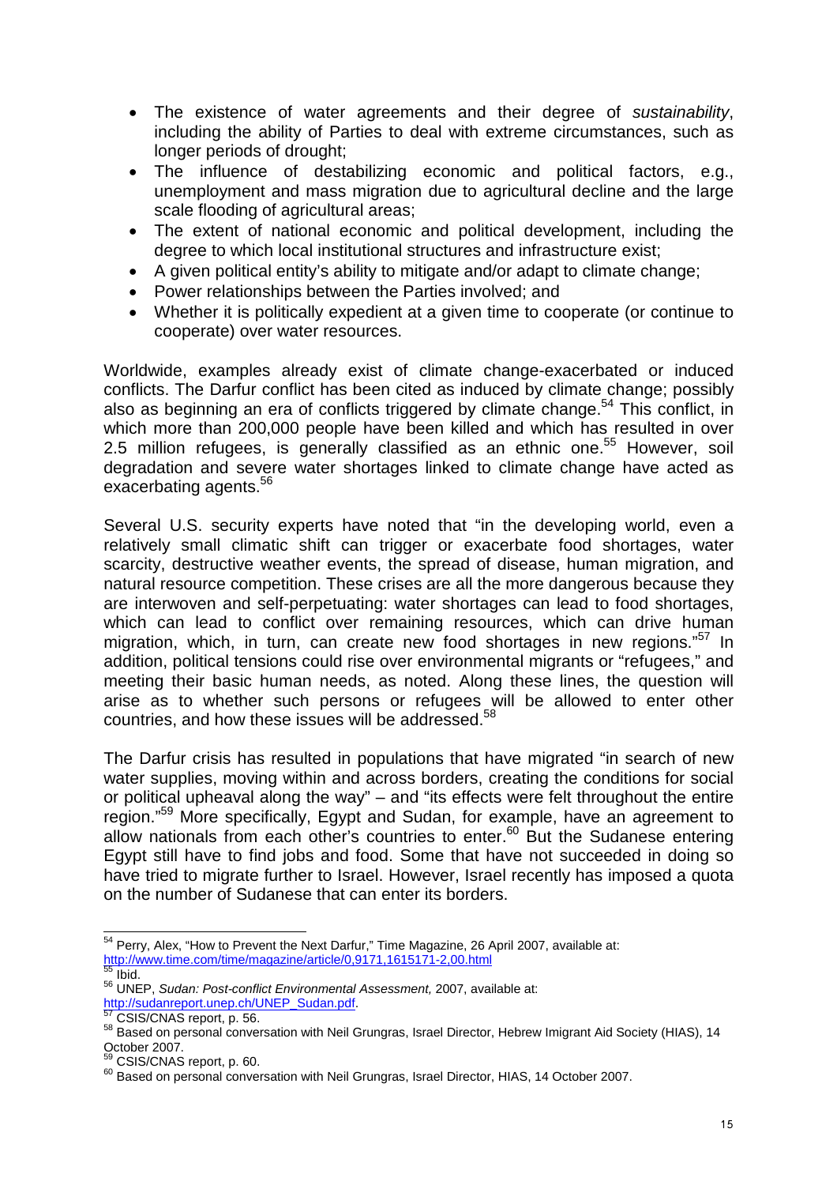- The existence of water agreements and their degree of *sustainability*, including the ability of Parties to deal with extreme circumstances, such as longer periods of drought;
- The influence of destabilizing economic and political factors, e.g., unemployment and mass migration due to agricultural decline and the large scale flooding of agricultural areas;
- The extent of national economic and political development, including the degree to which local institutional structures and infrastructure exist;
- A given political entity's ability to mitigate and/or adapt to climate change;
- Power relationships between the Parties involved; and
- Whether it is politically expedient at a given time to cooperate (or continue to cooperate) over water resources.

Worldwide, examples already exist of climate change-exacerbated or induced conflicts. The Darfur conflict has been cited as induced by climate change; possibly also as beginning an era of conflicts triggered by climate change.[54] This conflict, in which more than 200,000 people have been killed and which has resulted in over 2.5 million refugees, is generally classified as an ethnic one.[55] However, soil degradation and severe water shortages linked to climate change have acted as exacerbating agents.[56]

Several U.S. security experts have noted that "in the developing world, even a relatively small climatic shift can trigger or exacerbate food shortages, water scarcity, destructive weather events, the spread of disease, human migration, and natural resource competition. These crises are all the more dangerous because they are interwoven and self-perpetuating: water shortages can lead to food shortages, which can lead to conflict over remaining resources, which can drive human migration, which, in turn, can create new food shortages in new regions."[57] In addition, political tensions could rise over environmental migrants or "refugees," and meeting their basic human needs, as noted. Along these lines, the question will arise as to whether such persons or refugees will be allowed to enter other countries, and how these issues will be addressed.[58]

The Darfur crisis has resulted in populations that have migrated "in search of new water supplies, moving within and across borders, creating the conditions for social or political upheaval along the way" – and "its effects were felt throughout the entire region."[59] More specifically, Egypt and Sudan, for example, have an agreement to allow nationals from each other's countries to enter.[60] But the Sudanese entering Egypt still have to find jobs and food. Some that have not succeeded in doing so have tried to migrate further to Israel. However, Israel recently has imposed a quota on the number of Sudanese that can enter its borders.

---

[54] Perry, Alex, "How to Prevent the Next Darfur," Time Magazine, 26 April 2007, available at: http://www.time.com/time/magazine/article/0,9171,1615171-2,00.html

[55] Ibid.

[56] UNEP, *Sudan: Post-conflict Environmental Assessment,* 2007, available at: http://sudanreport.unep.ch/UNEP_Sudan.pdf.

[57] CSIS/CNAS report, p. 56.

[58] Based on personal conversation with Neil Grungras, Israel Director, Hebrew Imigrant Aid Society (HIAS), 14 October 2007.

[59] CSIS/CNAS report, p. 60.

[60] Based on personal conversation with Neil Grungras, Israel Director, HIAS, 14 October 2007.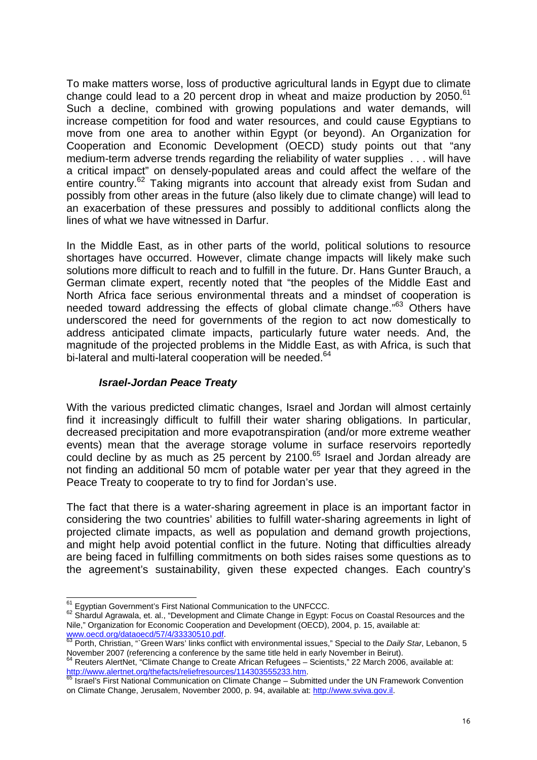To make matters worse, loss of productive agricultural lands in Egypt due to climate change could lead to a 20 percent drop in wheat and maize production by 2050.[61] Such a decline, combined with growing populations and water demands, will increase competition for food and water resources, and could cause Egyptians to move from one area to another within Egypt (or beyond). An Organization for Cooperation and Economic Development (OECD) study points out that "any medium-term adverse trends regarding the reliability of water supplies . . . will have a critical impact" on densely-populated areas and could affect the welfare of the entire country.[62] Taking migrants into account that already exist from Sudan and possibly from other areas in the future (also likely due to climate change) will lead to an exacerbation of these pressures and possibly to additional conflicts along the lines of what we have witnessed in Darfur.

In the Middle East, as in other parts of the world, political solutions to resource shortages have occurred. However, climate change impacts will likely make such solutions more difficult to reach and to fulfill in the future. Dr. Hans Gunter Brauch, a German climate expert, recently noted that "the peoples of the Middle East and North Africa face serious environmental threats and a mindset of cooperation is needed toward addressing the effects of global climate change."[63] Others have underscored the need for governments of the region to act now domestically to address anticipated climate impacts, particularly future water needs. And, the magnitude of the projected problems in the Middle East, as with Africa, is such that bi-lateral and multi-lateral cooperation will be needed.[64]

### *Israel-Jordan Peace Treaty*

With the various predicted climatic changes, Israel and Jordan will almost certainly find it increasingly difficult to fulfill their water sharing obligations. In particular, decreased precipitation and more evapotranspiration (and/or more extreme weather events) mean that the average storage volume in surface reservoirs reportedly could decline by as much as 25 percent by 2100.[65] Israel and Jordan already are not finding an additional 50 mcm of potable water per year that they agreed in the Peace Treaty to cooperate to try to find for Jordan's use.

The fact that there is a water-sharing agreement in place is an important factor in considering the two countries' abilities to fulfill water-sharing agreements in light of projected climate impacts, as well as population and demand growth projections, and might help avoid potential conflict in the future. Noting that difficulties already are being faced in fulfilling commitments on both sides raises some questions as to the agreement's sustainability, given these expected changes. Each country's

---

[61] Egyptian Government's First National Communication to the UNFCCC.

[62] Shardul Agrawala, et. al., "Development and Climate Change in Egypt: Focus on Coastal Resources and the Nile," Organization for Economic Cooperation and Development (OECD), 2004, p. 15, available at: www.oecd.org/dataoecd/57/4/33330510.pdf.

[63] Porth, Christian, "`Green Wars' links conflict with environmental issues," Special to the *Daily Star*, Lebanon, 5 November 2007 (referencing a conference by the same title held in early November in Beirut).

[64] Reuters AlertNet, "Climate Change to Create African Refugees – Scientists," 22 March 2006, available at: http://www.alertnet.org/thefacts/reliefresources/114303555233.htm.

[65] Israel's First National Communication on Climate Change – Submitted under the UN Framework Convention on Climate Change, Jerusalem, November 2000, p. 94, available at: http://www.sviva.gov.il.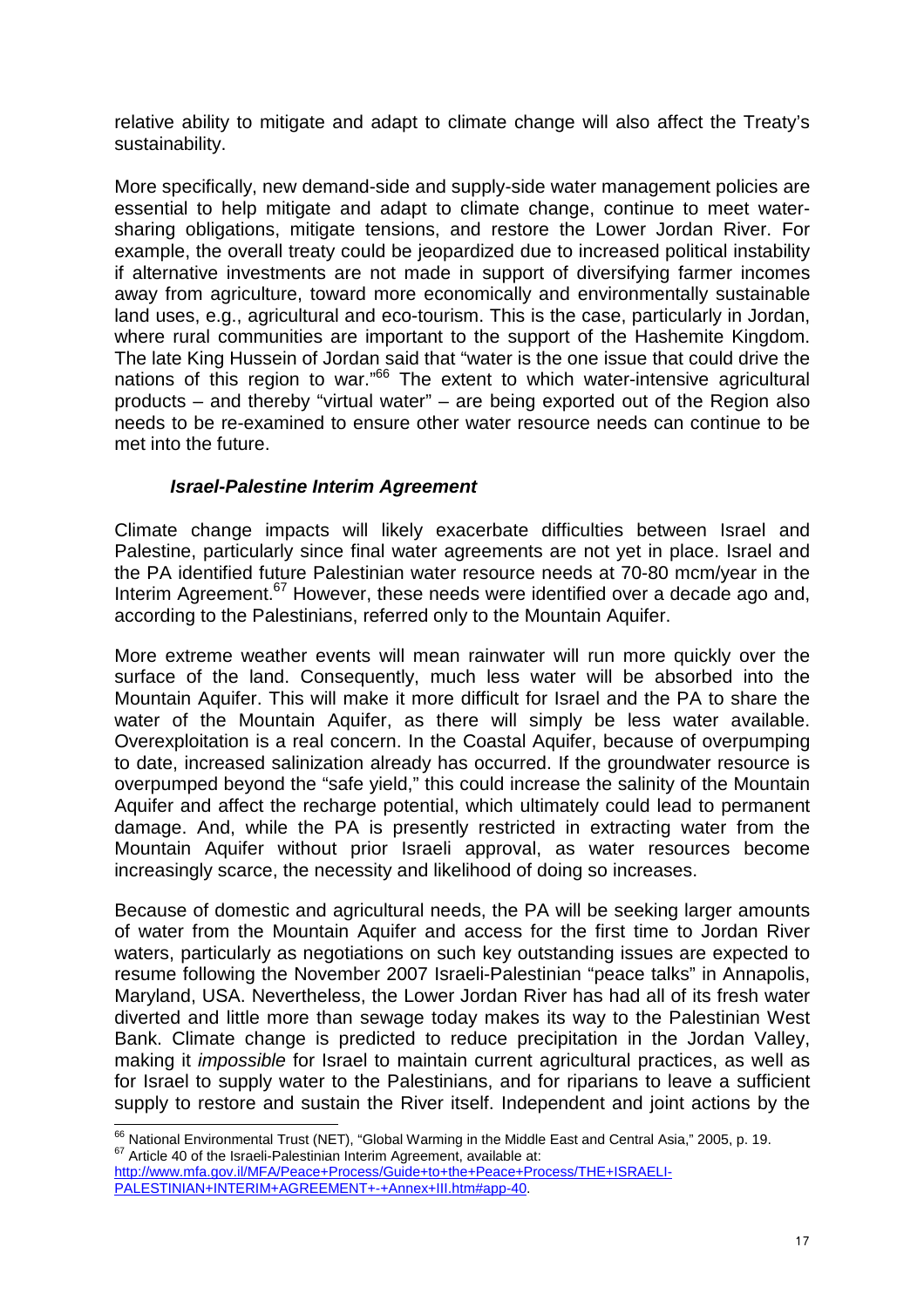relative ability to mitigate and adapt to climate change will also affect the Treaty's sustainability.

More specifically, new demand-side and supply-side water management policies are essential to help mitigate and adapt to climate change, continue to meet water-sharing obligations, mitigate tensions, and restore the Lower Jordan River. For example, the overall treaty could be jeopardized due to increased political instability if alternative investments are not made in support of diversifying farmer incomes away from agriculture, toward more economically and environmentally sustainable land uses, e.g., agricultural and eco-tourism. This is the case, particularly in Jordan, where rural communities are important to the support of the Hashemite Kingdom. The late King Hussein of Jordan said that "water is the one issue that could drive the nations of this region to war."[66] The extent to which water-intensive agricultural products – and thereby "virtual water" – are being exported out of the Region also needs to be re-examined to ensure other water resource needs can continue to be met into the future.

### *Israel-Palestine Interim Agreement*

Climate change impacts will likely exacerbate difficulties between Israel and Palestine, particularly since final water agreements are not yet in place. Israel and the PA identified future Palestinian water resource needs at 70-80 mcm/year in the Interim Agreement.[67] However, these needs were identified over a decade ago and, according to the Palestinians, referred only to the Mountain Aquifer.

More extreme weather events will mean rainwater will run more quickly over the surface of the land. Consequently, much less water will be absorbed into the Mountain Aquifer. This will make it more difficult for Israel and the PA to share the water of the Mountain Aquifer, as there will simply be less water available. Overexploitation is a real concern. In the Coastal Aquifer, because of overpumping to date, increased salinization already has occurred. If the groundwater resource is overpumped beyond the "safe yield," this could increase the salinity of the Mountain Aquifer and affect the recharge potential, which ultimately could lead to permanent damage. And, while the PA is presently restricted in extracting water from the Mountain Aquifer without prior Israeli approval, as water resources become increasingly scarce, the necessity and likelihood of doing so increases.

Because of domestic and agricultural needs, the PA will be seeking larger amounts of water from the Mountain Aquifer and access for the first time to Jordan River waters, particularly as negotiations on such key outstanding issues are expected to resume following the November 2007 Israeli-Palestinian "peace talks" in Annapolis, Maryland, USA. Nevertheless, the Lower Jordan River has had all of its fresh water diverted and little more than sewage today makes its way to the Palestinian West Bank. Climate change is predicted to reduce precipitation in the Jordan Valley, making it *impossible* for Israel to maintain current agricultural practices, as well as for Israel to supply water to the Palestinians, and for riparians to leave a sufficient supply to restore and sustain the River itself. Independent and joint actions by the

---

[66] National Environmental Trust (NET), "Global Warming in the Middle East and Central Asia," 2005, p. 19.

[67] Article 40 of the Israeli-Palestinian Interim Agreement, available at: http://www.mfa.gov.il/MFA/Peace+Process/Guide+to+the+Peace+Process/THE+ISRAELI-PALESTINIAN+INTERIM+AGREEMENT+-+Annex+III.htm#app-40.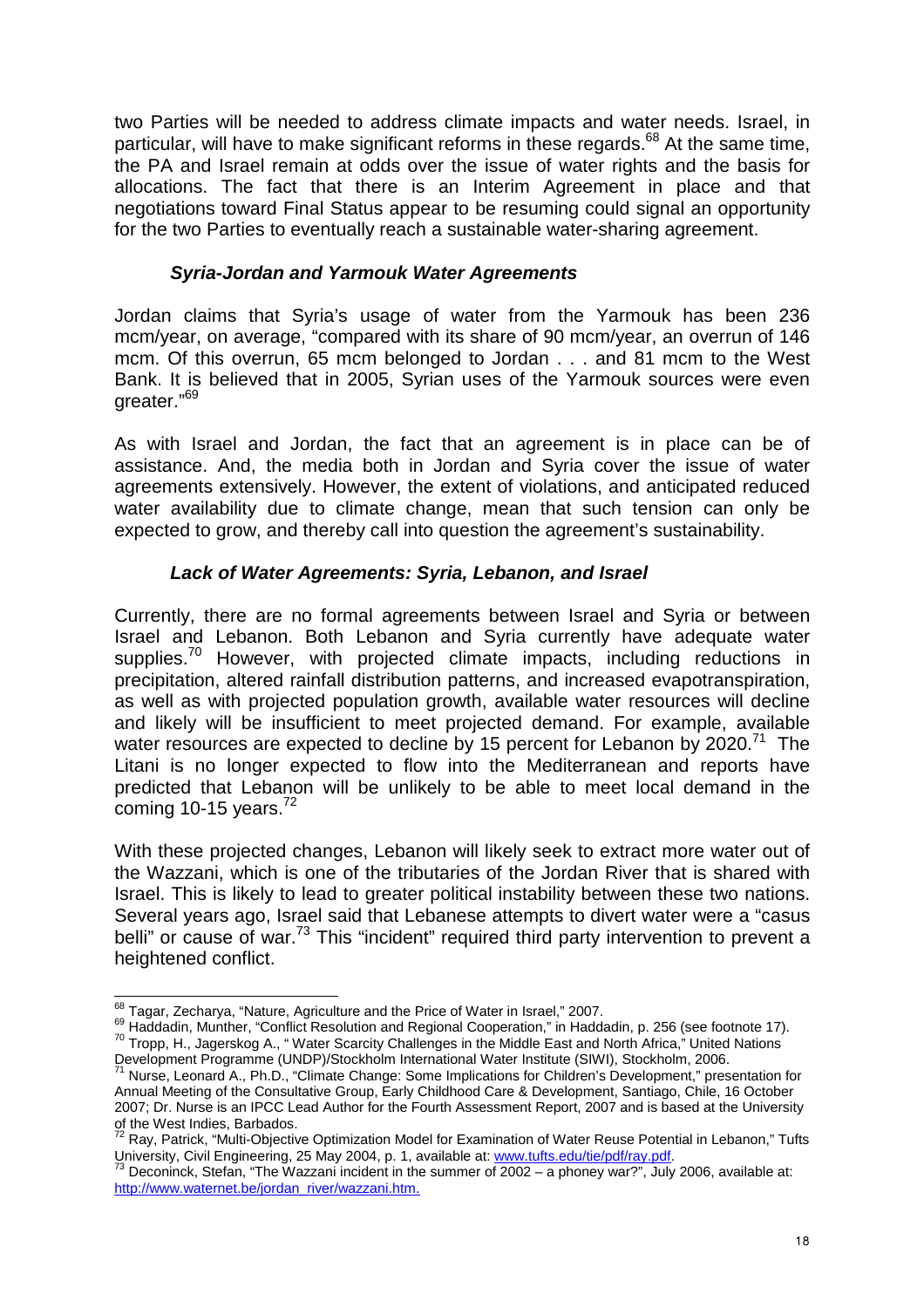two Parties will be needed to address climate impacts and water needs. Israel, in particular, will have to make significant reforms in these regards.[68] At the same time, the PA and Israel remain at odds over the issue of water rights and the basis for allocations. The fact that there is an Interim Agreement in place and that negotiations toward Final Status appear to be resuming could signal an opportunity for the two Parties to eventually reach a sustainable water-sharing agreement.

### *Syria-Jordan and Yarmouk Water Agreements*

Jordan claims that Syria's usage of water from the Yarmouk has been 236 mcm/year, on average, "compared with its share of 90 mcm/year, an overrun of 146 mcm. Of this overrun, 65 mcm belonged to Jordan . . . and 81 mcm to the West Bank. It is believed that in 2005, Syrian uses of the Yarmouk sources were even greater."[69]

As with Israel and Jordan, the fact that an agreement is in place can be of assistance. And, the media both in Jordan and Syria cover the issue of water agreements extensively. However, the extent of violations, and anticipated reduced water availability due to climate change, mean that such tension can only be expected to grow, and thereby call into question the agreement's sustainability.

### *Lack of Water Agreements: Syria, Lebanon, and Israel*

Currently, there are no formal agreements between Israel and Syria or between Israel and Lebanon. Both Lebanon and Syria currently have adequate water supplies.[70] However, with projected climate impacts, including reductions in precipitation, altered rainfall distribution patterns, and increased evapotranspiration, as well as with projected population growth, available water resources will decline and likely will be insufficient to meet projected demand. For example, available water resources are expected to decline by 15 percent for Lebanon by 2020.[71] The Litani is no longer expected to flow into the Mediterranean and reports have predicted that Lebanon will be unlikely to be able to meet local demand in the coming 10-15 years.[72]

With these projected changes, Lebanon will likely seek to extract more water out of the Wazzani, which is one of the tributaries of the Jordan River that is shared with Israel. This is likely to lead to greater political instability between these two nations. Several years ago, Israel said that Lebanese attempts to divert water were a "casus belli" or cause of war.[73] This "incident" required third party intervention to prevent a heightened conflict.

---

[68] Tagar, Zecharya, "Nature, Agriculture and the Price of Water in Israel," 2007.

[69] Haddadin, Munther, "Conflict Resolution and Regional Cooperation," in Haddadin, p. 256 (see footnote 17).

[70] Tropp, H., Jagerskog A., " Water Scarcity Challenges in the Middle East and North Africa," United Nations Development Programme (UNDP)/Stockholm International Water Institute (SIWI), Stockholm, 2006.

[71] Nurse, Leonard A., Ph.D., "Climate Change: Some Implications for Children's Development," presentation for Annual Meeting of the Consultative Group, Early Childhood Care & Development, Santiago, Chile, 16 October 2007; Dr. Nurse is an IPCC Lead Author for the Fourth Assessment Report, 2007 and is based at the University of the West Indies, Barbados.

[72] Ray, Patrick, "Multi-Objective Optimization Model for Examination of Water Reuse Potential in Lebanon," Tufts University, Civil Engineering, 25 May 2004, p. 1, available at: www.tufts.edu/tie/pdf/ray.pdf.

[73] Deconinck, Stefan, "The Wazzani incident in the summer of 2002 – a phoney war?", July 2006, available at: http://www.waternet.be/jordan_river/wazzani.htm.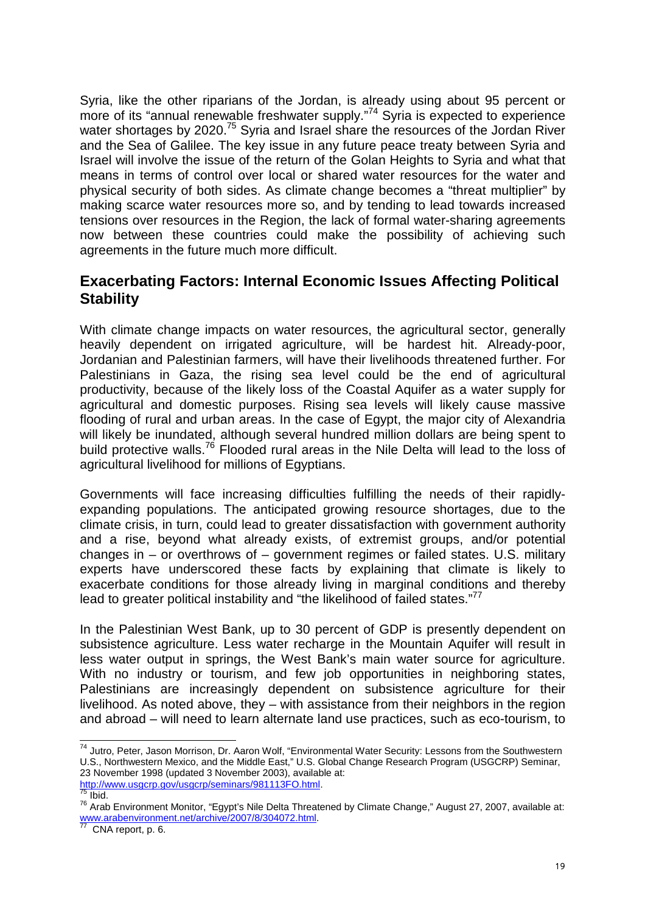Syria, like the other riparians of the Jordan, is already using about 95 percent or more of its "annual renewable freshwater supply."[74] Syria is expected to experience water shortages by 2020.[75] Syria and Israel share the resources of the Jordan River and the Sea of Galilee. The key issue in any future peace treaty between Syria and Israel will involve the issue of the return of the Golan Heights to Syria and what that means in terms of control over local or shared water resources for the water and physical security of both sides. As climate change becomes a "threat multiplier" by making scarce water resources more so, and by tending to lead towards increased tensions over resources in the Region, the lack of formal water-sharing agreements now between these countries could make the possibility of achieving such agreements in the future much more difficult.

## Exacerbating Factors: Internal Economic Issues Affecting Political Stability

With climate change impacts on water resources, the agricultural sector, generally heavily dependent on irrigated agriculture, will be hardest hit. Already-poor, Jordanian and Palestinian farmers, will have their livelihoods threatened further. For Palestinians in Gaza, the rising sea level could be the end of agricultural productivity, because of the likely loss of the Coastal Aquifer as a water supply for agricultural and domestic purposes. Rising sea levels will likely cause massive flooding of rural and urban areas. In the case of Egypt, the major city of Alexandria will likely be inundated, although several hundred million dollars are being spent to build protective walls.[76] Flooded rural areas in the Nile Delta will lead to the loss of agricultural livelihood for millions of Egyptians.

Governments will face increasing difficulties fulfilling the needs of their rapidly-expanding populations. The anticipated growing resource shortages, due to the climate crisis, in turn, could lead to greater dissatisfaction with government authority and a rise, beyond what already exists, of extremist groups, and/or potential changes in – or overthrows of – government regimes or failed states. U.S. military experts have underscored these facts by explaining that climate is likely to exacerbate conditions for those already living in marginal conditions and thereby lead to greater political instability and "the likelihood of failed states."[77]

In the Palestinian West Bank, up to 30 percent of GDP is presently dependent on subsistence agriculture. Less water recharge in the Mountain Aquifer will result in less water output in springs, the West Bank's main water source for agriculture. With no industry or tourism, and few job opportunities in neighboring states, Palestinians are increasingly dependent on subsistence agriculture for their livelihood. As noted above, they – with assistance from their neighbors in the region and abroad – will need to learn alternate land use practices, such as eco-tourism, to

---

[74] Jutro, Peter, Jason Morrison, Dr. Aaron Wolf, "Environmental Water Security: Lessons from the Southwestern U.S., Northwestern Mexico, and the Middle East," U.S. Global Change Research Program (USGCRP) Seminar, 23 November 1998 (updated 3 November 2003), available at: http://www.usgcrp.gov/usgcrp/seminars/981113FO.html.

[75] Ibid.

[76] Arab Environment Monitor, "Egypt's Nile Delta Threatened by Climate Change," August 27, 2007, available at: www.arabenvironment.net/archive/2007/8/304072.html.

[77] CNA report, p. 6.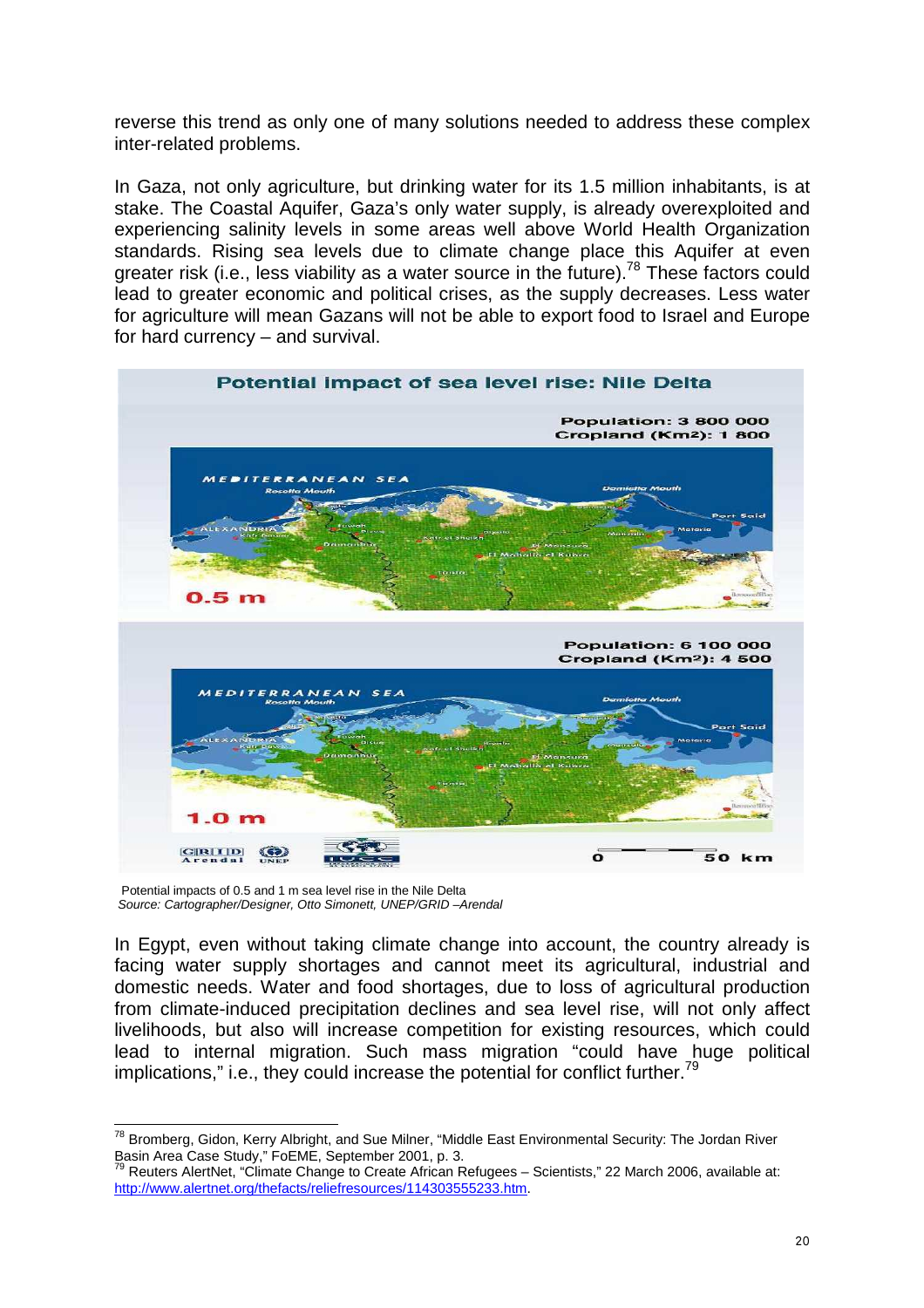reverse this trend as only one of many solutions needed to address these complex inter-related problems.

In Gaza, not only agriculture, but drinking water for its 1.5 million inhabitants, is at stake. The Coastal Aquifer, Gaza's only water supply, is already overexploited and experiencing salinity levels in some areas well above World Health Organization standards. Rising sea levels due to climate change place this Aquifer at even greater risk (i.e., less viability as a water source in the future).[78] These factors could lead to greater economic and political crises, as the supply decreases. Less water for agriculture will mean Gazans will not be able to export food to Israel and Europe for hard currency – and survival.

Potential impacts of 0.5 and 1 m sea level rise in the Nile Delta
*Source: Cartographer/Designer, Otto Simonett, UNEP/GRID –Arendal*

In Egypt, even without taking climate change into account, the country already is facing water supply shortages and cannot meet its agricultural, industrial and domestic needs. Water and food shortages, due to loss of agricultural production from climate-induced precipitation declines and sea level rise, will not only affect livelihoods, but also will increase competition for existing resources, which could lead to internal migration. Such mass migration "could have huge political implications," i.e., they could increase the potential for conflict further.[79]

---

[78] Bromberg, Gidon, Kerry Albright, and Sue Milner, "Middle East Environmental Security: The Jordan River Basin Area Case Study," FoEME, September 2001, p. 3.

[79] Reuters AlertNet, "Climate Change to Create African Refugees – Scientists," 22 March 2006, available at: http://www.alertnet.org/thefacts/reliefresources/114303555233.htm.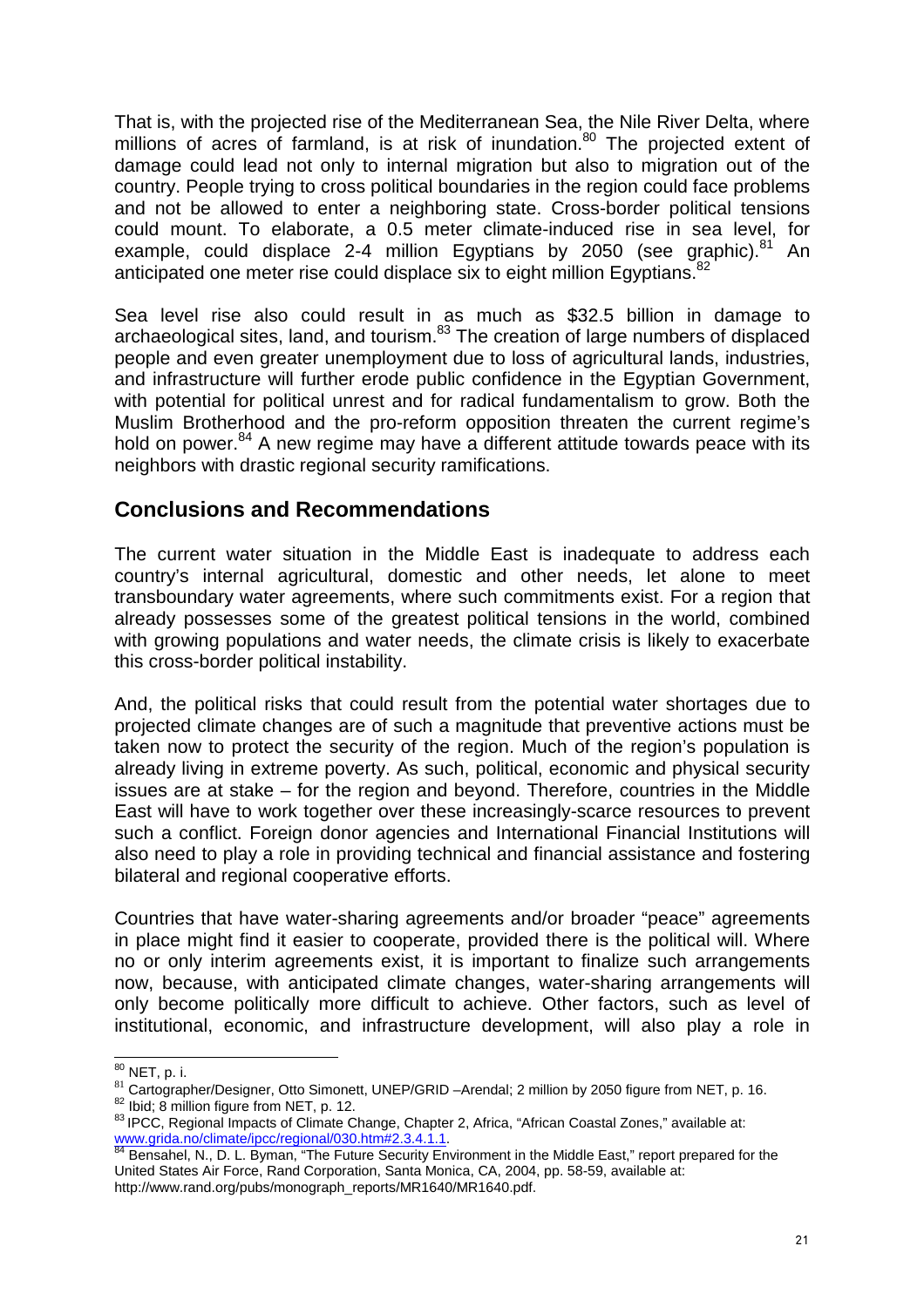That is, with the projected rise of the Mediterranean Sea, the Nile River Delta, where millions of acres of farmland, is at risk of inundation.[80] The projected extent of damage could lead not only to internal migration but also to migration out of the country. People trying to cross political boundaries in the region could face problems and not be allowed to enter a neighboring state. Cross-border political tensions could mount. To elaborate, a 0.5 meter climate-induced rise in sea level, for example, could displace 2-4 million Egyptians by 2050 (see graphic).[81] An anticipated one meter rise could displace six to eight million Egyptians.[82]

Sea level rise also could result in as much as $32.5 billion in damage to archaeological sites, land, and tourism.[83] The creation of large numbers of displaced people and even greater unemployment due to loss of agricultural lands, industries, and infrastructure will further erode public confidence in the Egyptian Government, with potential for political unrest and for radical fundamentalism to grow. Both the Muslim Brotherhood and the pro-reform opposition threaten the current regime's hold on power.[84] A new regime may have a different attitude towards peace with its neighbors with drastic regional security ramifications.

## Conclusions and Recommendations

The current water situation in the Middle East is inadequate to address each country's internal agricultural, domestic and other needs, let alone to meet transboundary water agreements, where such commitments exist. For a region that already possesses some of the greatest political tensions in the world, combined with growing populations and water needs, the climate crisis is likely to exacerbate this cross-border political instability.

And, the political risks that could result from the potential water shortages due to projected climate changes are of such a magnitude that preventive actions must be taken now to protect the security of the region. Much of the region's population is already living in extreme poverty. As such, political, economic and physical security issues are at stake – for the region and beyond. Therefore, countries in the Middle East will have to work together over these increasingly-scarce resources to prevent such a conflict. Foreign donor agencies and International Financial Institutions will also need to play a role in providing technical and financial assistance and fostering bilateral and regional cooperative efforts.

Countries that have water-sharing agreements and/or broader "peace" agreements in place might find it easier to cooperate, provided there is the political will. Where no or only interim agreements exist, it is important to finalize such arrangements now, because, with anticipated climate changes, water-sharing arrangements will only become politically more difficult to achieve. Other factors, such as level of institutional, economic, and infrastructure development, will also play a role in

---

[80] NET, p. i.

[81] Cartographer/Designer, Otto Simonett, UNEP/GRID –Arendal; 2 million by 2050 figure from NET, p. 16.

[82] Ibid; 8 million figure from NET, p. 12.

[83] IPCC, Regional Impacts of Climate Change, Chapter 2, Africa, "African Coastal Zones," available at: www.grida.no/climate/ipcc/regional/030.htm#2.3.4.1.1.

[84] Bensahel, N., D. L. Byman, "The Future Security Environment in the Middle East," report prepared for the United States Air Force, Rand Corporation, Santa Monica, CA, 2004, pp. 58-59, available at: http://www.rand.org/pubs/monograph_reports/MR1640/MR1640.pdf.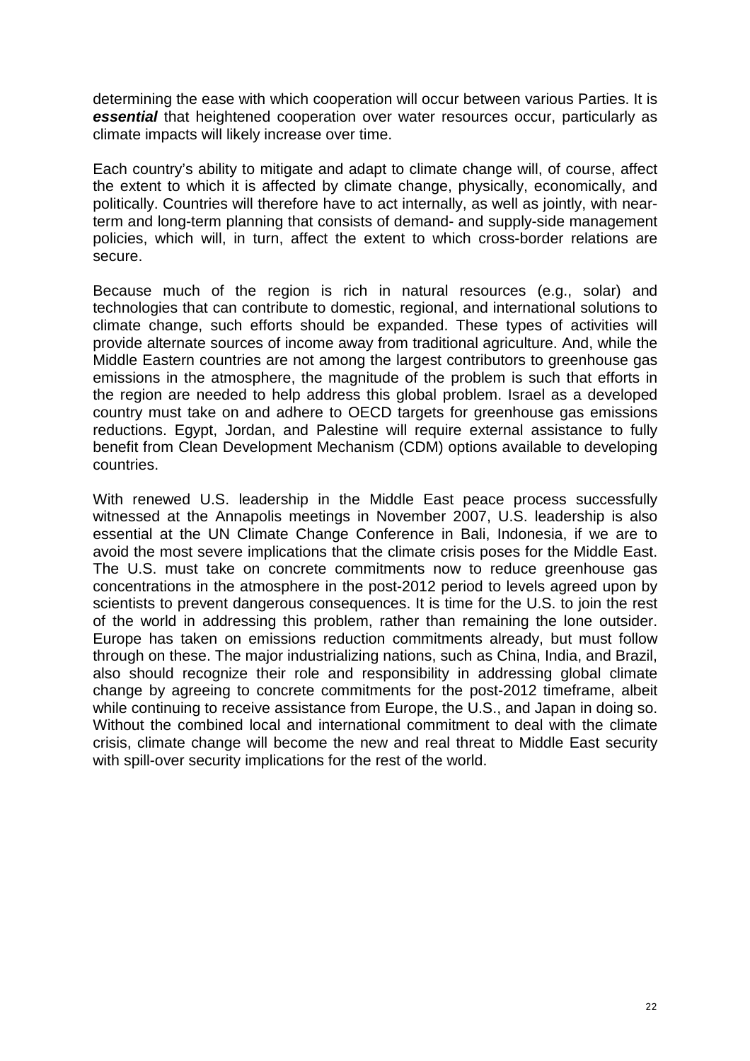determining the ease with which cooperation will occur between various Parties. It is ***essential*** that heightened cooperation over water resources occur, particularly as climate impacts will likely increase over time.

Each country's ability to mitigate and adapt to climate change will, of course, affect the extent to which it is affected by climate change, physically, economically, and politically. Countries will therefore have to act internally, as well as jointly, with near-term and long-term planning that consists of demand- and supply-side management policies, which will, in turn, affect the extent to which cross-border relations are secure.

Because much of the region is rich in natural resources (e.g., solar) and technologies that can contribute to domestic, regional, and international solutions to climate change, such efforts should be expanded. These types of activities will provide alternate sources of income away from traditional agriculture. And, while the Middle Eastern countries are not among the largest contributors to greenhouse gas emissions in the atmosphere, the magnitude of the problem is such that efforts in the region are needed to help address this global problem. Israel as a developed country must take on and adhere to OECD targets for greenhouse gas emissions reductions. Egypt, Jordan, and Palestine will require external assistance to fully benefit from Clean Development Mechanism (CDM) options available to developing countries.

With renewed U.S. leadership in the Middle East peace process successfully witnessed at the Annapolis meetings in November 2007, U.S. leadership is also essential at the UN Climate Change Conference in Bali, Indonesia, if we are to avoid the most severe implications that the climate crisis poses for the Middle East. The U.S. must take on concrete commitments now to reduce greenhouse gas concentrations in the atmosphere in the post-2012 period to levels agreed upon by scientists to prevent dangerous consequences. It is time for the U.S. to join the rest of the world in addressing this problem, rather than remaining the lone outsider. Europe has taken on emissions reduction commitments already, but must follow through on these. The major industrializing nations, such as China, India, and Brazil, also should recognize their role and responsibility in addressing global climate change by agreeing to concrete commitments for the post-2012 timeframe, albeit while continuing to receive assistance from Europe, the U.S., and Japan in doing so. Without the combined local and international commitment to deal with the climate crisis, climate change will become the new and real threat to Middle East security with spill-over security implications for the rest of the world.